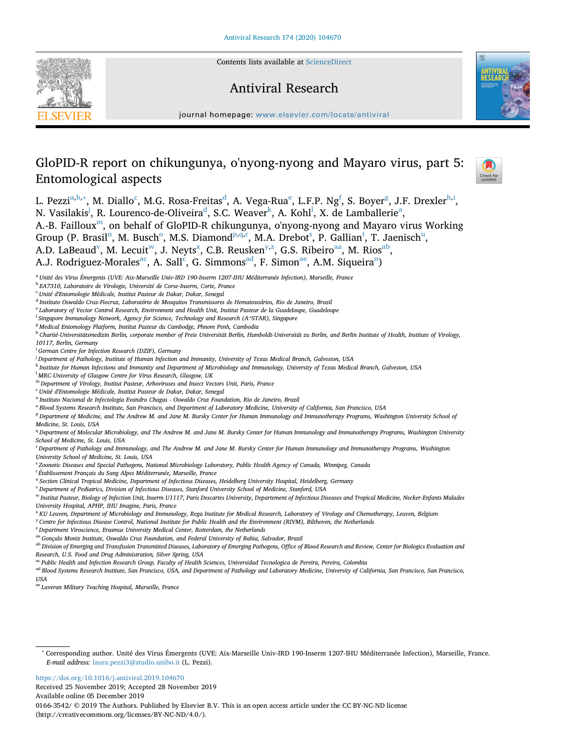Contents lists available at ScienceDirect

# Antiviral Research

journal homepage: www.elsevier.com/locate/antiviral

# GloPID-R report on chikungunya, o'nyong-nyong and Mayaro virus, part 5: Entomological aspects

L. Pezzi[a,b,*], M. Diallo[c], M.G. Rosa-Freitas[d], A. Vega-Rua[e], L.F.P. Ng[f], S. Boyer[g], J.F. Drexler[h,i], N. Vasilakis[j], R. Lourenco-de-Oliveira[d], S.C. Weaver[k], A. Kohl[l], X. de Lamballerie[a], A.-B. Failloux[m], on behalf of GloPID-R chikungunya, o'nyong-nyong and Mayaro virus Working Group (P. Brasil[n], M. Busch[o], M.S. Diamond[p,q,r], M.A. Drebot[s], P. Gallian[t], T. Jaenisch[u], A.D. LaBeaud[v], M. Lecuit[w], J. Neyts[x], C.B. Reusken[y,z], G.S. Ribeiro[aa], M. Rios[ab], A.J. Rodriguez-Morales[ac], A. Sall[c], G. Simmons[ad], F. Simon[ae], A.M. Siqueira[n])

[a] *Unité des Virus Émergents (UVE: Aix-Marseille Univ-IRD 190-Inserm 1207-IHU Méditerranée Infection), Marseille, France*
[b] *EA7310, Laboratoire de Virologie, Université de Corse-Inserm, Corte, France*
[c] *Unité d'Entomologie Médicale, Institut Pasteur de Dakar, Dakar, Senegal*
[d] *Instituto Oswaldo Cruz-Fiocruz, Laboratório de Mosquitos Transmissores de Hematozoários, Rio de Janeiro, Brazil*
[e] *Laboratory of Vector Control Research, Environment and Health Unit, Institut Pasteur de la Guadeloupe, Guadeloupe*
[f] *Singapore Immunology Network, Agency for Science, Technology and Research (A*STAR), Singapore*
[g] *Medical Entomology Platform, Institut Pasteur du Cambodge, Phnom Penh, Cambodia*
[h] *Charité-Universitätsmedizin Berlin, corporate member of Freie Universität Berlin, Humboldt-Universität zu Berlin, and Berlin Institute of Health, Institute of Virology, 10117, Berlin, Germany*
[i] *German Centre for Infection Research (DZIF), Germany*
[j] *Department of Pathology, Institute of Human Infection and Immunity, University of Texas Medical Branch, Galveston, USA*
[k] *Institute for Human Infections and Immunity and Department of Microbiology and Immunology, University of Texas Medical Branch, Galveston, USA*
[l] *MRC-University of Glasgow Centre for Virus Research, Glasgow, UK*
[m] *Department of Virology, Institut Pasteur, Arboviruses and Insect Vectors Unit, Paris, France*
[c] *Unité d'Entomologie Médicale, Institut Pasteur de Dakar, Dakar, Senegal*
[n] *Instituto Nacional de Infectologia Evandro Chagas - Oswaldo Cruz Foundation, Rio de Janeiro, Brazil*
[o] *Blood Systems Research Institute, San Francisco, and Department of Laboratory Medicine, University of California, San Francisco, USA*
[p] *Department of Medicine, and The Andrew M. and Jane M. Bursky Center for Human Immunology and Immunotherapy Programs, Washington University School of Medicine, St. Louis, USA*
[q] *Department of Molecular Microbiology, and The Andrew M. and Jane M. Bursky Center for Human Immunology and Immunotherapy Programs, Washington University School of Medicine, St. Louis, USA*
[r] *Department of Pathology and Immunology, and The Andrew M. and Jane M. Bursky Center for Human Immunology and Immunotherapy Programs, Washington University School of Medicine, St. Louis, USA*
[s] *Zoonotic Diseases and Special Pathogens, National Microbiology Laboratory, Public Health Agency of Canada, Winnipeg, Canada*
[t] *Établissement Français du Sang Alpes Méditerranée, Marseille, France*
[u] *Section Clinical Tropical Medicine, Department of Infectious Diseases, Heidelberg University Hospital, Heidelberg, Germany*
[v] *Department of Pediatrics, Division of Infectious Diseases, Stanford University School of Medicine, Stanford, USA*
[w] *Institut Pasteur, Biology of Infection Unit, Inserm U1117, Paris Descartes University, Departement of Infectious Diseases and Tropical Medicine, Necker-Enfants Malades University Hospital, APHP, IHU Imagine, Paris, France*
[x] *KU Leuven, Department of Microbiology and Immunology, Rega Institute for Medical Research, Laboratory of Virology and Chemotherapy, Leuven, Belgium*
[y] *Centre for Infectious Disease Control, National Institute for Public Health and the Environment (RIVM), Bilthoven, the Netherlands*
[z] *Department Viroscience, Erasmus University Medical Center, Rotterdam, the Netherlands*
[aa] *Gonçalo Moniz Institute, Oswaldo Cruz Foundation, and Federal University of Bahia, Salvador, Brazil*
[ab] *Division of Emerging and Transfusion Transmitted Diseases, Laboratory of Emerging Pathogens, Office of Blood Research and Review, Center for Biologics Evaluation and Research, U.S. Food and Drug Administration, Silver Spring, USA*
[ac] *Public Health and Infection Research Group, Faculty of Health Sciences, Universidad Tecnologica de Pereira, Pereira, Colombia*
[ad] *Blood Systems Research Institute, San Francisco, USA, and Department of Pathology and Laboratory Medicine, University of California, San Francisco, San Francisco, USA*
[ae] *Laveran Military Teaching Hospital, Marseille, France*

---

\* Corresponding author. Unité des Virus Émergents (UVE: Aix-Marseille Univ-IRD 190-Inserm 1207-IHU Méditerranée Infection), Marseille, France.
*E-mail address:* laura.pezzi3@studio.unibo.it (L. Pezzi).

https://doi.org/10.1016/j.antiviral.2019.104670
Received 25 November 2019; Accepted 28 November 2019
Available online 05 December 2019
0166-3542/ © 2019 The Authors. Published by Elsevier B.V. This is an open access article under the CC BY-NC-ND license (http://creativecommons.org/licenses/BY-NC-ND/4.0/).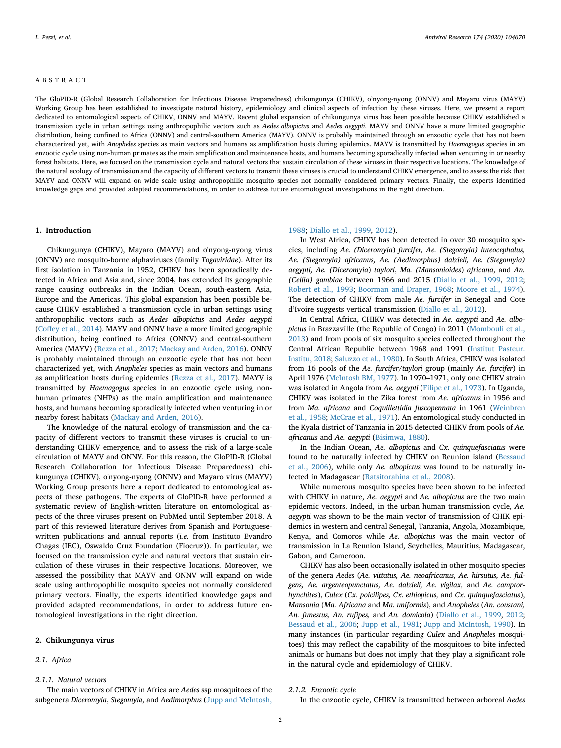## ABSTRACT

The GloPID-R (Global Research Collaboration for Infectious Disease Preparedness) chikungunya (CHIKV), o'nyong-nyong (ONNV) and Mayaro virus (MAYV) Working Group has been established to investigate natural history, epidemiology and clinical aspects of infection by these viruses. Here, we present a report dedicated to entomological aspects of CHIKV, ONNV and MAYV. Recent global expansion of chikungunya virus has been possible because CHIKV established a transmission cycle in urban settings using anthropophilic vectors such as *Aedes albopictus* and *Aedes aegypti*. MAYV and ONNV have a more limited geographic distribution, being confined to Africa (ONNV) and central-southern America (MAYV). ONNV is probably maintained through an enzootic cycle that has not been characterized yet, with *Anopheles* species as main vectors and humans as amplification hosts during epidemics. MAYV is transmitted by *Haemagogus* species in an enzootic cycle using non-human primates as the main amplification and maintenance hosts, and humans becoming sporadically infected when venturing in or nearby forest habitats. Here, we focused on the transmission cycle and natural vectors that sustain circulation of these viruses in their respective locations. The knowledge of the natural ecology of transmission and the capacity of different vectors to transmit these viruses is crucial to understand CHIKV emergence, and to assess the risk that MAYV and ONNV will expand on wide scale using anthropophilic mosquito species not normally considered primary vectors. Finally, the experts identified knowledge gaps and provided adapted recommendations, in order to address future entomological investigations in the right direction.

## 1. Introduction

Chikungunya (CHIKV), Mayaro (MAYV) and o'nyong-nyong virus (ONNV) are mosquito-borne alphaviruses (family *Togaviridae*). After its first isolation in Tanzania in 1952, CHIKV has been sporadically detected in Africa and Asia and, since 2004, has extended its geographic range causing outbreaks in the Indian Ocean, south-eastern Asia, Europe and the Americas. This global expansion has been possible because CHIKV established a transmission cycle in urban settings using anthropophilic vectors such as *Aedes albopictus* and *Aedes aegypti* (Coffey et al., 2014). MAYV and ONNV have a more limited geographic distribution, being confined to Africa (ONNV) and central-southern America (MAYV) (Rezza et al., 2017; Mackay and Arden, 2016). ONNV is probably maintained through an enzootic cycle that has not been characterized yet, with *Anopheles* species as main vectors and humans as amplification hosts during epidemics (Rezza et al., 2017). MAYV is transmitted by *Haemagogus* species in an enzootic cycle using non-human primates (NHPs) as the main amplification and maintenance hosts, and humans becoming sporadically infected when venturing in or nearby forest habitats (Mackay and Arden, 2016).

The knowledge of the natural ecology of transmission and the capacity of different vectors to transmit these viruses is crucial to understanding CHIKV emergence, and to assess the risk of a large-scale circulation of MAYV and ONNV. For this reason, the GloPID-R (Global Research Collaboration for Infectious Disease Preparedness) chikungunya (CHIKV), o'nyong-nyong (ONNV) and Mayaro virus (MAYV) Working Group presents here a report dedicated to entomological aspects of these pathogens. The experts of GloPID-R have performed a systematic review of English-written literature on entomological aspects of the three viruses present on PubMed until September 2018. A part of this reviewed literature derives from Spanish and Portuguese-written publications and annual reports (*i.e.* from Instituto Evandro Chagas (IEC), Oswaldo Cruz Foundation (Fiocruz)). In particular, we focused on the transmission cycle and natural vectors that sustain circulation of these viruses in their respective locations. Moreover, we assessed the possibility that MAYV and ONNV will expand on wide scale using anthropophilic mosquito species not normally considered primary vectors. Finally, the experts identified knowledge gaps and provided adapted recommendations, in order to address future entomological investigations in the right direction.

## 2. Chikungunya virus

### 2.1. Africa

#### 2.1.1. Natural vectors

The main vectors of CHIKV in Africa are *Aedes* ssp mosquitoes of the subgenera *Diceromyia*, *Stegomyia*, and *Aedimorphus* (Jupp and McIntosh, 1988; Diallo et al., 1999, 2012).

In West Africa, CHIKV has been detected in over 30 mosquito species, including *Ae. (Diceromyia) furcifer, Ae. (Stegomyia) luteocephalus, Ae. (Stegomyia) africanus, Ae. (Aedimorphus) dalzieli, Ae. (Stegomyia) aegypti, Ae. (Diceromyia) taylori, Ma. (Mansonioides) africana*, and *An. (Cellia) gambiae* between 1966 and 2015 (Diallo et al., 1999, 2012; Robert et al., 1993; Boorman and Draper, 1968; Moore et al., 1974). The detection of CHIKV from male *Ae. furcifer* in Senegal and Cote d'Ivoire suggests vertical transmission (Diallo et al., 2012).

In Central Africa, CHIKV was detected in *Ae. aegypti* and *Ae. albopictus* in Brazzaville (the Republic of Congo) in 2011 (Mombouli et al., 2013) and from pools of six mosquito species collected throughout the Central African Republic between 1968 and 1991 (Institut Pasteur. Institu, 2018; Saluzzo et al., 1980). In South Africa, CHIKV was isolated from 16 pools of the *Ae. furcifer/taylori* group (mainly *Ae. furcifer*) in April 1976 (McIntosh BM, 1977). In 1970–1971, only one CHIKV strain was isolated in Angola from *Ae. aegypti* (Filipe et al., 1973). In Uganda, CHIKV was isolated in the Zika forest from *Ae. africanus* in 1956 and from *Ma. africana* and *Coquillettidia fuscopennata* in 1961 (Weinbren et al., 1958; McCrae et al., 1971). An entomological study conducted in the Kyala district of Tanzania in 2015 detected CHIKV from pools of *Ae. africanus* and *Ae. aegypti* (Bisimwa, 1880).

In the Indian Ocean, *Ae. albopictus* and *Cx. quinquefasciatus* were found to be naturally infected by CHIKV on Reunion island (Bessaud et al., 2006), while only *Ae. albopictus* was found to be naturally infected in Madagascar (Ratsitorahina et al., 2008).

While numerous mosquito species have been shown to be infected with CHIKV in nature, *Ae. aegypti* and *Ae. albopictus* are the two main epidemic vectors. Indeed, in the urban human transmission cycle, *Ae. aegypti* was shown to be the main vector of transmission of CHIK epidemics in western and central Senegal, Tanzania, Angola, Mozambique, Kenya, and Comoros while *Ae. albopictus* was the main vector of transmission in La Reunion Island, Seychelles, Mauritius, Madagascar, Gabon, and Cameroon.

CHIKV has also been occasionally isolated in other mosquito species of the genera *Aedes* (*Ae. vittatus, Ae. neoafricanus, Ae. hirsutus, Ae. fulgens, Ae. argenteopunctatus, Ae. dalzieli, Ae. vigilax,* and *Ae. camptorhynchites*), *Culex* (*Cx. poicilipes, Cx. ethiopicus,* and *Cx. quinquefasciatus*), *Mansonia* (*Ma. Africana* and *Ma. uniformis*), and *Anopheles* (*An. coustani, An. funestus, An. rufipes,* and *An. domicola*) (Diallo et al., 1999, 2012; Bessaud et al., 2006; Jupp et al., 1981; Jupp and McIntosh, 1990). In many instances (in particular regarding *Culex* and *Anopheles* mosquitoes) this may reflect the capability of the mosquitoes to bite infected animals or humans but does not imply that they play a significant role in the natural cycle and epidemiology of CHIKV.

#### 2.1.2. Enzootic cycle

In the enzootic cycle, CHIKV is transmitted between arboreal *Aedes*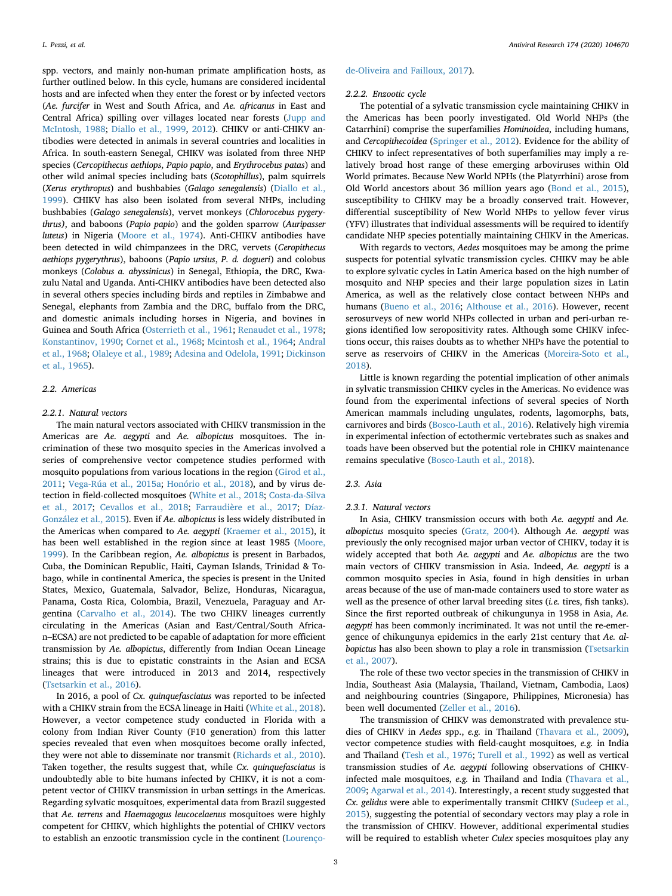spp. vectors, and mainly non-human primate amplification hosts, as further outlined below. In this cycle, humans are considered incidental hosts and are infected when they enter the forest or by infected vectors (*Ae. furcifer* in West and South Africa, and *Ae. africanus* in East and Central Africa) spilling over villages located near forests (Jupp and McIntosh, 1988; Diallo et al., 1999, 2012). CHIKV or anti-CHIKV antibodies were detected in animals in several countries and localities in Africa. In south-eastern Senegal, CHIKV was isolated from three NHP species (*Cercopithecus aethiops*, *Papio papio*, and *Erythrocebus patas*) and other wild animal species including bats (*Scotophillus*), palm squirrels (*Xerus erythropus*) and bushbabies (*Galago senegalensis*) (Diallo et al., 1999). CHIKV has also been isolated from several NHPs, including bushbabies (*Galago senegalensis*), vervet monkeys (*Chlorocebus pygerythrus)*, and baboons (*Papio papio*) and the golden sparrow (*Auripasser luteus*) in Nigeria (Moore et al., 1974). Anti-CHIKV antibodies have been detected in wild chimpanzees in the DRC, vervets (*Ceropithecus aethiops pygerythrus*), baboons (*Papio ursius*, *P. d. dogueri*) and colobus monkeys (*Colobus a. abyssinicus*) in Senegal, Ethiopia, the DRC, Kwazulu Natal and Uganda. Anti-CHIKV antibodies have been detected also in several others species including birds and reptiles in Zimbabwe and Senegal, elephants from Zambia and the DRC, buffalo from the DRC, and domestic animals including horses in Nigeria, and bovines in Guinea and South Africa (Osterrieth et al., 1961; Renaudet et al., 1978; Konstantinov, 1990; Cornet et al., 1968; Mcintosh et al., 1964; Andral et al., 1968; Olaleye et al., 1989; Adesina and Odelola, 1991; Dickinson et al., 1965).

## 2.2. Americas

### 2.2.1. Natural vectors

The main natural vectors associated with CHIKV transmission in the Americas are *Ae. aegypti* and *Ae. albopictus* mosquitoes. The incrimination of these two mosquito species in the Americas involved a series of comprehensive vector competence studies performed with mosquito populations from various locations in the region (Girod et al., 2011; Vega-Rúa et al., 2015a; Honório et al., 2018), and by virus detection in field-collected mosquitoes (White et al., 2018; Costa-da-Silva et al., 2017; Cevallos et al., 2018; Farraudière et al., 2017; Díaz-González et al., 2015). Even if *Ae. albopictus* is less widely distributed in the Americas when compared to *Ae. aegypti* (Kraemer et al., 2015), it has been well established in the region since at least 1985 (Moore, 1999). In the Caribbean region, *Ae. albopictus* is present in Barbados, Cuba, the Dominican Republic, Haiti, Cayman Islands, Trinidad & Tobago, while in continental America, the species is present in the United States, Mexico, Guatemala, Salvador, Belize, Honduras, Nicaragua, Panama, Costa Rica, Colombia, Brazil, Venezuela, Paraguay and Argentina (Carvalho et al., 2014). The two CHIKV lineages currently circulating in the Americas (Asian and East/Central/South African–ECSA) are not predicted to be capable of adaptation for more efficient transmission by *Ae. albopictus*, differently from Indian Ocean Lineage strains; this is due to epistatic constraints in the Asian and ECSA lineages that were introduced in 2013 and 2014, respectively (Tsetsarkin et al., 2016).

In 2016, a pool of *Cx. quinquefasciatus* was reported to be infected with a CHIKV strain from the ECSA lineage in Haiti (White et al., 2018). However, a vector competence study conducted in Florida with a colony from Indian River County (F10 generation) from this latter species revealed that even when mosquitoes become orally infected, they were not able to disseminate nor transmit (Richards et al., 2010). Taken together, the results suggest that, while *Cx. quinquefasciatus* is undoubtedly able to bite humans infected by CHIKV, it is not a competent vector of CHIKV transmission in urban settings in the Americas. Regarding sylvatic mosquitoes, experimental data from Brazil suggested that *Ae. terrens* and *Haemagogus leucocelaenus* mosquitoes were highly competent for CHIKV, which highlights the potential of CHIKV vectors to establish an enzootic transmission cycle in the continent (Lourenço-de-Oliveira and Failloux, 2017).

### 2.2.2. Enzootic cycle

The potential of a sylvatic transmission cycle maintaining CHIKV in the Americas has been poorly investigated. Old World NHPs (the Catarrhini) comprise the superfamilies *Hominoidea*, including humans, and *Cercopithecoidea* (Springer et al., 2012). Evidence for the ability of CHIKV to infect representatives of both superfamilies may imply a relatively broad host range of these emerging arboviruses within Old World primates. Because New World NPHs (the Platyrrhini) arose from Old World ancestors about 36 million years ago (Bond et al., 2015), susceptibility to CHIKV may be a broadly conserved trait. However, differential susceptibility of New World NHPs to yellow fever virus (YFV) illustrates that individual assessments will be required to identify candidate NHP species potentially maintaining CHIKV in the Americas.

With regards to vectors, *Aedes* mosquitoes may be among the prime suspects for potential sylvatic transmission cycles. CHIKV may be able to explore sylvatic cycles in Latin America based on the high number of mosquito and NHP species and their large population sizes in Latin America, as well as the relatively close contact between NHPs and humans (Bueno et al., 2016; Althouse et al., 2016). However, recent serosurveys of new world NHPs collected in urban and peri-urban regions identified low sero­positivity rates. Although some CHIKV infections occur, this raises doubts as to whether NHPs have the potential to serve as reservoirs of CHIKV in the Americas (Moreira-Soto et al., 2018).

Little is known regarding the potential implication of other animals in sylvatic transmission CHIKV cycles in the Americas. No evidence was found from the experimental infections of several species of North American mammals including ungulates, rodents, lagomorphs, bats, carnivores and birds (Bosco-Lauth et al., 2016). Relatively high viremia in experimental infection of ectothermic vertebrates such as snakes and toads have been observed but the potential role in CHIKV maintenance remains speculative (Bosco-Lauth et al., 2018).

## 2.3. Asia

### 2.3.1. Natural vectors

In Asia, CHIKV transmission occurs with both *Ae. aegypti* and *Ae. albopictus* mosquito species (Gratz, 2004). Although *Ae. aegypti* was previously the only recognised major urban vector of CHIKV, today it is widely accepted that both *Ae. aegypti* and *Ae. albopictus* are the two main vectors of CHIKV transmission in Asia. Indeed, *Ae. aegypti* is a common mosquito species in Asia, found in high densities in urban areas because of the use of man-made containers used to store water as well as the presence of other larval breeding sites (*i.e.* tires, fish tanks). Since the first reported outbreak of chikungunya in 1958 in Asia, *Ae. aegypti* has been commonly incriminated. It was not until the re-emergence of chikungunya epidemics in the early 21st century that *Ae. albopictus* has also been shown to play a role in transmission (Tsetsarkin et al., 2007).

The role of these two vector species in the transmission of CHIKV in India, Southeast Asia (Malaysia, Thailand, Vietnam, Cambodia, Laos) and neighbouring countries (Singapore, Philippines, Micronesia) has been well documented (Zeller et al., 2016).

The transmission of CHIKV was demonstrated with prevalence studies of CHIKV in *Aedes* spp., *e.g.* in Thailand (Thavara et al., 2009), vector competence studies with field-caught mosquitoes, *e.g.* in India and Thailand (Tesh et al., 1976; Turell et al., 1992) as well as vertical transmission studies of *Ae. aegypti* following observations of CHIKV-infected male mosquitoes, *e.g.* in Thailand and India (Thavara et al., 2009; Agarwal et al., 2014). Interestingly, a recent study suggested that *Cx. gelidus* were able to experimentally transmit CHIKV (Sudeep et al., 2015), suggesting the potential of secondary vectors may play a role in the transmission of CHIKV. However, additional experimental studies will be required to establish wheter *Culex* species mosquitoes play any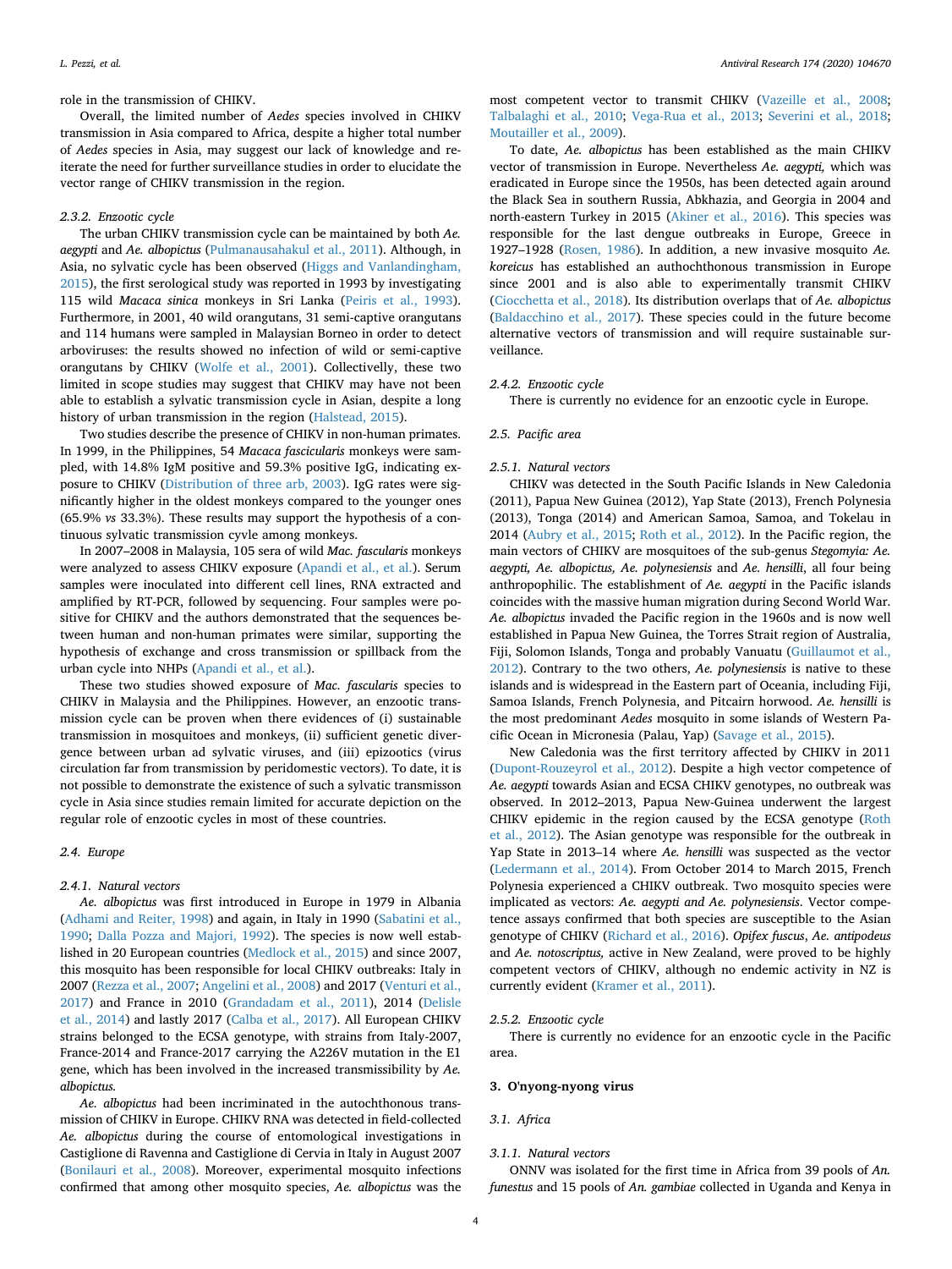role in the transmission of CHIKV.

Overall, the limited number of *Aedes* species involved in CHIKV transmission in Asia compared to Africa, despite a higher total number of *Aedes* species in Asia, may suggest our lack of knowledge and reiterate the need for further surveillance studies in order to elucidate the vector range of CHIKV transmission in the region.

#### 2.3.2. Enzootic cycle

The urban CHIKV transmission cycle can be maintained by both *Ae. aegypti* and *Ae. albopictus* (Pulmanausahakul et al., 2011). Although, in Asia, no sylvatic cycle has been observed (Higgs and Vanlandingham, 2015), the first serological study was reported in 1993 by investigating 115 wild *Macaca sinica* monkeys in Sri Lanka (Peiris et al., 1993). Furthermore, in 2001, 40 wild orangutans, 31 semi-captive orangutans and 114 humans were sampled in Malaysian Borneo in order to detect arboviruses: the results showed no infection of wild or semi-captive orangutans by CHIKV (Wolfe et al., 2001). Collectivelly, these two limited in scope studies may suggest that CHIKV may have not been able to establish a sylvatic transmission cycle in Asian, despite a long history of urban transmission in the region (Halstead, 2015).

Two studies describe the presence of CHIKV in non-human primates. In 1999, in the Philippines, 54 *Macaca fascicularis* monkeys were sampled, with 14.8% IgM positive and 59.3% positive IgG, indicating exposure to CHIKV (Distribution of three arb, 2003). IgG rates were significantly higher in the oldest monkeys compared to the younger ones (65.9% *vs* 33.3%). These results may support the hypothesis of a continuous sylvatic transmission cyvle among monkeys.

In 2007–2008 in Malaysia, 105 sera of wild *Mac. fascularis* monkeys were analyzed to assess CHIKV exposure (Apandi et al., et al.). Serum samples were inoculated into different cell lines, RNA extracted and amplified by RT-PCR, followed by sequencing. Four samples were positive for CHIKV and the authors demonstrated that the sequences between human and non-human primates were similar, supporting the hypothesis of exchange and cross transmission or spillback from the urban cycle into NHPs (Apandi et al., et al.).

These two studies showed exposure of *Mac. fascularis* species to CHIKV in Malaysia and the Philippines. However, an enzootic transmission cycle can be proven when there evidences of (i) sustainable transmission in mosquitoes and monkeys, (ii) sufficient genetic divergence between urban ad sylvatic viruses, and (iii) epizootics (virus circulation far from transmission by peridomestic vectors). To date, it is not possible to demonstrate the existence of such a sylvatic transmisson cycle in Asia since studies remain limited for accurate depiction on the regular role of enzootic cycles in most of these countries.

### 2.4. Europe

#### 2.4.1. Natural vectors

*Ae. albopictus* was first introduced in Europe in 1979 in Albania (Adhami and Reiter, 1998) and again, in Italy in 1990 (Sabatini et al., 1990; Dalla Pozza and Majori, 1992). The species is now well established in 20 European countries (Medlock et al., 2015) and since 2007, this mosquito has been responsible for local CHIKV outbreaks: Italy in 2007 (Rezza et al., 2007; Angelini et al., 2008) and 2017 (Venturi et al., 2017) and France in 2010 (Grandadam et al., 2011), 2014 (Delisle et al., 2014) and lastly 2017 (Calba et al., 2017). All European CHIKV strains belonged to the ECSA genotype, with strains from Italy-2007, France-2014 and France-2017 carrying the A226V mutation in the E1 gene, which has been involved in the increased transmissibility by *Ae. albopictus.*

*Ae. albopictus* had been incriminated in the autochthonous transmission of CHIKV in Europe. CHIKV RNA was detected in field-collected *Ae. albopictus* during the course of entomological investigations in Castiglione di Ravenna and Castiglione di Cervia in Italy in August 2007 (Bonilauri et al., 2008). Moreover, experimental mosquito infections confirmed that among other mosquito species, *Ae. albopictus* was the most competent vector to transmit CHIKV (Vazeille et al., 2008; Talbalaghi et al., 2010; Vega-Rua et al., 2013; Severini et al., 2018; Moutailler et al., 2009).

To date, *Ae. albopictus* has been established as the main CHIKV vector of transmission in Europe. Nevertheless *Ae. aegypti,* which was eradicated in Europe since the 1950s, has been detected again around the Black Sea in southern Russia, Abkhazia, and Georgia in 2004 and north-eastern Turkey in 2015 (Akiner et al., 2016). This species was responsible for the last dengue outbreaks in Europe, Greece in 1927–1928 (Rosen, 1986). In addition, a new invasive mosquito *Ae. koreicus* has established an authochthonous transmission in Europe since 2001 and is also able to experimentally transmit CHIKV (Ciocchetta et al., 2018). Its distribution overlaps that of *Ae. albopictus* (Baldacchino et al., 2017). These species could in the future become alternative vectors of transmission and will require sustainable surveillance.

#### 2.4.2. Enzootic cycle

There is currently no evidence for an enzootic cycle in Europe.

### 2.5. Pacific area

#### 2.5.1. Natural vectors

CHIKV was detected in the South Pacific Islands in New Caledonia (2011), Papua New Guinea (2012), Yap State (2013), French Polynesia (2013), Tonga (2014) and American Samoa, Samoa, and Tokelau in 2014 (Aubry et al., 2015; Roth et al., 2012). In the Pacific region, the main vectors of CHIKV are mosquitoes of the sub-genus *Stegomyia: Ae. aegypti, Ae. albopictus, Ae. polynesiensis* and *Ae. hensilli*, all four being anthropophilic. The establishment of *Ae. aegypti* in the Pacific islands coincides with the massive human migration during Second World War. *Ae. albopictus* invaded the Pacific region in the 1960s and is now well established in Papua New Guinea, the Torres Strait region of Australia, Fiji, Solomon Islands, Tonga and probably Vanuatu (Guillaumot et al., 2012). Contrary to the two others, *Ae. polynesiensis* is native to these islands and is widespread in the Eastern part of Oceania, including Fiji, Samoa Islands, French Polynesia, and Pitcairn horwood. *Ae. hensilli* is the most predominant *Aedes* mosquito in some islands of Western Pacific Ocean in Micronesia (Palau, Yap) (Savage et al., 2015).

New Caledonia was the first territory affected by CHIKV in 2011 (Dupont-Rouzeyrol et al., 2012). Despite a high vector competence of *Ae. aegypti* towards Asian and ECSA CHIKV genotypes, no outbreak was observed. In 2012–2013, Papua New-Guinea underwent the largest CHIKV epidemic in the region caused by the ECSA genotype (Roth et al., 2012). The Asian genotype was responsible for the outbreak in Yap State in 2013–14 where *Ae. hensilli* was suspected as the vector (Ledermann et al., 2014). From October 2014 to March 2015, French Polynesia experienced a CHIKV outbreak. Two mosquito species were implicated as vectors: *Ae. aegypti and Ae. polynesiensis*. Vector competence assays confirmed that both species are susceptible to the Asian genotype of CHIKV (Richard et al., 2016). *Opifex fuscus*, *Ae. antipodeus* and *Ae. notoscriptus,* active in New Zealand, were proved to be highly competent vectors of CHIKV, although no endemic activity in NZ is currently evident (Kramer et al., 2011).

#### 2.5.2. Enzootic cycle

There is currently no evidence for an enzootic cycle in the Pacific area.

## 3. O'nyong-nyong virus

### 3.1. Africa

#### 3.1.1. Natural vectors

ONNV was isolated for the first time in Africa from 39 pools of *An. funestus* and 15 pools of *An. gambiae* collected in Uganda and Kenya in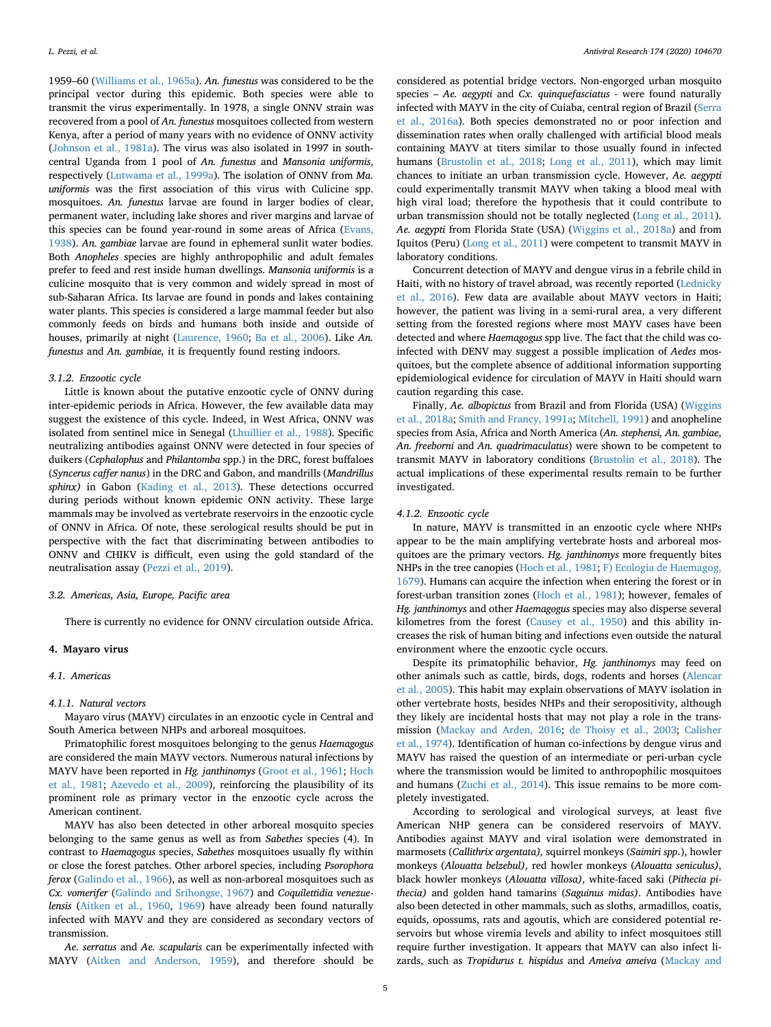1959–60 (Williams et al., 1965a). *An. funestus* was considered to be the principal vector during this epidemic. Both species were able to transmit the virus experimentally. In 1978, a single ONNV strain was recovered from a pool of *An. funestus* mosquitoes collected from western Kenya, after a period of many years with no evidence of ONNV activity (Johnson et al., 1981a). The virus was also isolated in 1997 in south-central Uganda from 1 pool of *An. funestus* and *Mansonia uniformis*, respectively (Lutwama et al., 1999a). The isolation of ONNV from *Ma. uniformis* was the first association of this virus with Culicine spp. mosquitoes. *An. funestus* larvae are found in larger bodies of clear, permanent water, including lake shores and river margins and larvae of this species can be found year-round in some areas of Africa (Evans, 1938). *An. gambiae* larvae are found in ephemeral sunlit water bodies. Both *Anopheles* species are highly anthropophilic and adult females prefer to feed and rest inside human dwellings. *Mansonia uniformis* is a culicine mosquito that is very common and widely spread in most of sub-Saharan Africa. Its larvae are found in ponds and lakes containing water plants. This species is considered a large mammal feeder but also commonly feeds on birds and humans both inside and outside of houses, primarily at night (Laurence, 1960; Ba et al., 2006). Like *An. funestus* and *An. gambiae,* it is frequently found resting indoors.

#### 3.1.2. Enzootic cycle

Little is known about the putative enzootic cycle of ONNV during inter-epidemic periods in Africa. However, the few available data may suggest the existence of this cycle. Indeed, in West Africa, ONNV was isolated from sentinel mice in Senegal (Lhuillier et al., 1988). Specific neutralizing antibodies against ONNV were detected in four species of duikers (*Cephalophus* and *Philantomba* spp.) in the DRC, forest buffaloes (*Syncerus caffer nanus*) in the DRC and Gabon, and mandrills (*Mandrillus sphinx)* in Gabon (Kading et al., 2013). These detections occurred during periods without known epidemic ONN activity. These large mammals may be involved as vertebrate reservoirs in the enzootic cycle of ONNV in Africa. Of note, these serological results should be put in perspective with the fact that discriminating between antibodies to ONNV and CHIKV is difficult, even using the gold standard of the neutralisation assay (Pezzi et al., 2019).

### 3.2. Americas, Asia, Europe, Pacific area

There is currently no evidence for ONNV circulation outside Africa.

## 4. Mayaro virus

### 4.1. Americas

#### 4.1.1. Natural vectors

Mayaro virus (MAYV) circulates in an enzootic cycle in Central and South America between NHPs and arboreal mosquitoes.

Primatophilic forest mosquitoes belonging to the genus *Haemagogus* are considered the main MAYV vectors. Numerous natural infections by MAYV have been reported in *Hg. janthinomys* (Groot et al., 1961; Hoch et al., 1981; Azevedo et al., 2009), reinforcing the plausibility of its prominent role as primary vector in the enzootic cycle across the American continent.

MAYV has also been detected in other arboreal mosquito species belonging to the same genus as well as from *Sabethes* species (4). In contrast to *Haemagogus* species, *Sabethes* mosquitoes usually fly within or close the forest patches. Other arborel species, including *Psorophora ferox* (Galindo et al., 1966), as well as non-arboreal mosquitoes such as *Cx. vomerifer* (Galindo and Srihongse, 1967) and *Coquilettidia venezuelensis* (Aitken et al., 1960, 1969) have already been found naturally infected with MAYV and they are considered as secondary vectors of transmission.

*Ae. serratus* and *Ae. scapularis* can be experimentally infected with MAYV (Aitken and Anderson, 1959), and therefore should be considered as potential bridge vectors. Non-engorged urban mosquito species – *Ae. aegypti* and *Cx. quinquefasciatus* - were found naturally infected with MAYV in the city of Cuiaba, central region of Brazil (Serra et al., 2016a). Both species demonstrated no or poor infection and dissemination rates when orally challenged with artificial blood meals containing MAYV at titers similar to those usually found in infected humans (Brustolin et al., 2018; Long et al., 2011), which may limit chances to initiate an urban transmission cycle. However, *Ae. aegypti* could experimentally transmit MAYV when taking a blood meal with high viral load; therefore the hypothesis that it could contribute to urban transmission should not be totally neglected (Long et al., 2011). *Ae. aegypti* from Florida State (USA) (Wiggins et al., 2018a) and from Iquitos (Peru) (Long et al., 2011) were competent to transmit MAYV in laboratory conditions.

Concurrent detection of MAYV and dengue virus in a febrile child in Haiti, with no history of travel abroad, was recently reported (Lednicky et al., 2016). Few data are available about MAYV vectors in Haiti; however, the patient was living in a semi-rural area, a very different setting from the forested regions where most MAYV cases have been detected and where *Haemagogus* spp live. The fact that the child was co-infected with DENV may suggest a possible implication of *Aedes* mosquitoes, but the complete absence of additional information supporting epidemiological evidence for circulation of MAYV in Haiti should warn caution regarding this case.

Finally, *Ae. albopictus* from Brazil and from Florida (USA) (Wiggins et al., 2018a; Smith and Francy, 1991a; Mitchell, 1991) and anopheline species from Asia, Africa and North America (*An. stephensi, An. gambiae*, *An. freeborni* and *An. quadrimaculatus*) were shown to be competent to transmit MAYV in laboratory conditions (Brustolin et al., 2018). The actual implications of these experimental results remain to be further investigated.

#### 4.1.2. Enzootic cycle

In nature, MAYV is transmitted in an enzootic cycle where NHPs appear to be the main amplifying vertebrate hosts and arboreal mosquitoes are the primary vectors. *Hg. janthinomys* more frequently bites NHPs in the tree canopies (Hoch et al., 1981; F) Ecologia de Haemagog, 1679). Humans can acquire the infection when entering the forest or in forest-urban transition zones (Hoch et al., 1981); however, females of *Hg. janthinomys* and other *Haemagogus* species may also disperse several kilometres from the forest (Causey et al., 1950) and this ability increases the risk of human biting and infections even outside the natural environment where the enzootic cycle occurs.

Despite its primatophilic behavior, *Hg. janthinomys* may feed on other animals such as cattle, birds, dogs, rodents and horses (Alencar et al., 2005). This habit may explain observations of MAYV isolation in other vertebrate hosts, besides NHPs and their seropositivity, although they likely are incidental hosts that may not play a role in the transmission (Mackay and Arden, 2016; de Thoisy et al., 2003; Calisher et al., 1974). Identification of human co-infections by dengue virus and MAYV has raised the question of an intermediate or peri-urban cycle where the transmission would be limited to anthropophilic mosquitoes and humans (Zuchi et al., 2014). This issue remains to be more completely investigated.

According to serological and virological surveys, at least five American NHP genera can be considered reservoirs of MAYV. Antibodies against MAYV and viral isolation were demonstrated in marmosets (*Callithrix argentata),* squirrel monkeys (*Saimiri spp*.), howler monkeys (*Alouatta belzebul)*, red howler monkeys (*Alouatta seniculus)*, black howler monkeys (*Alouatta villosa)*, white-faced saki (*Pithecia pithecia)* and golden hand tamarins (*Saguinus midas)*. Antibodies have also been detected in other mammals, such as sloths, armadillos, coatis, equids, opossums, rats and agoutis, which are considered potential reservoirs but whose viremia levels and ability to infect mosquitoes still require further investigation. It appears that MAYV can also infect lizards, such as *Tropidurus t. hispidus* and *Ameiva ameiva* (Mackay and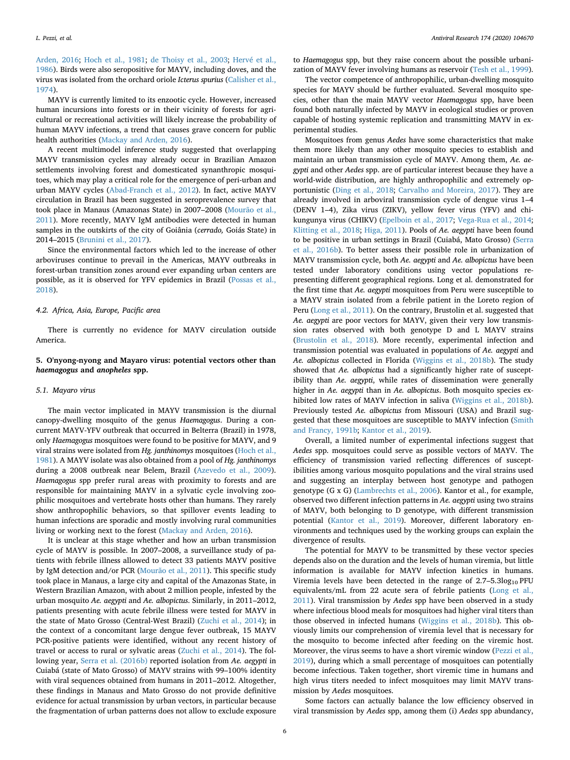Arden, 2016; Hoch et al., 1981; de Thoisy et al., 2003; Hervé et al., 1986). Birds were also seropositive for MAYV, including doves, and the virus was isolated from the orchard oriole *Icterus spurius* (Calisher et al., 1974).

MAYV is currently limited to its enzootic cycle. However, increased human incursions into forests or in their vicinity of forests for agricultural or recreational activities will likely increase the probability of human MAYV infections, a trend that causes grave concern for public health authorities (Mackay and Arden, 2016).

A recent multimodel inference study suggested that overlapping MAYV transmission cycles may already occur in Brazilian Amazon settlements involving forest and domesticated synanthropic mosquitoes, which may play a critical role for the emergence of peri-urban and urban MAYV cycles (Abad-Franch et al., 2012). In fact, active MAYV circulation in Brazil has been suggested in seroprevalence survey that took place in Manaus (Amazonas State) in 2007–2008 (Mourão et al., 2011). More recently, MAYV IgM antibodies were detected in human samples in the outskirts of the city of Goiânia (*cerrado,* Goiás State) in 2014–2015 (Brunini et al., 2017).

Since the environmental factors which led to the increase of other arboviruses continue to prevail in the Americas, MAYV outbreaks in forest-urban transition zones around ever expanding urban centers are possible, as it is observed for YFV epidemics in Brazil (Possas et al., 2018).

### 4.2. Africa, Asia, Europe, Pacific area

There is currently no evidence for MAYV circulation outside America.

## 5. O'nyong-nyong and Mayaro virus: potential vectors other than *haemagogus* and *anopheles* spp.

### 5.1. Mayaro virus

The main vector implicated in MAYV transmission is the diurnal canopy-dwelling mosquito of the genus *Haemagogus*. During a concurrent MAYV-YFV outbreak that occurred in Belterra (Brazil) in 1978, only *Haemagogus* mosquitoes were found to be positive for MAYV, and 9 viral strains were isolated from *Hg. janthinomys* mosquitoes (Hoch et al., 1981). A MAYV isolate was also obtained from a pool of *Hg. janthinomys* during a 2008 outbreak near Belem, Brazil (Azevedo et al., 2009). *Haemagogus* spp prefer rural areas with proximity to forests and are responsible for maintaining MAYV in a sylvatic cycle involving zoophilic mosquitoes and vertebrate hosts other than humans. They rarely show anthropophilic behaviors, so that spillover events leading to human infections are sporadic and mostly involving rural communities living or working next to the forest (Mackay and Arden, 2016).

It is unclear at this stage whether and how an urban transmission cycle of MAYV is possible. In 2007–2008, a surveillance study of patients with febrile illness allowed to detect 33 patients MAYV positive by IgM detection and/or PCR (Mourão et al., 2011). This specific study took place in Manaus, a large city and capital of the Amazonas State, in Western Brazilian Amazon, with about 2 million people, infested by the urban mosquito *Ae. aegypti* and *Ae. albopictus*. Similarly, in 2011–2012, patients presenting with acute febrile illness were tested for MAYV in the state of Mato Grosso (Central-West Brazil) (Zuchi et al., 2014); in the context of a concomitant large dengue fever outbreak, 15 MAYV PCR-positive patients were identified, without any recent history of travel or access to rural or sylvatic areas (Zuchi et al., 2014). The following year, Serra et al. (2016b) reported isolation from *Ae. aegypti* in Cuiabá (state of Mato Grosso) of MAYV strains with 99–100% identity with viral sequences obtained from humans in 2011–2012. Altogether, these findings in Manaus and Mato Grosso do not provide definitive evidence for actual transmission by urban vectors, in particular because the fragmentation of urban patterns does not allow to exclude exposure to *Haemagogus* spp, but they raise concern about the possible urbanization of MAYV fever involving humans as reservoir (Tesh et al., 1999).

The vector competence of anthropophilic, urban-dwelling mosquito species for MAYV should be further evaluated. Several mosquito species, other than the main MAYV vector *Haemagogus* spp, have been found both naturally infected by MAYV in ecological studies or proven capable of hosting systemic replication and transmitting MAYV in experimental studies.

Mosquitoes from genus *Aedes* have some characteristics that make them more likely than any other mosquito species to establish and maintain an urban transmission cycle of MAYV. Among them, *Ae. aegypti* and other *Aedes* spp. are of particular interest because they have a world-wide distribution, are highly anthropophilic and extremely opportunistic (Ding et al., 2018; Carvalho and Moreira, 2017). They are already involved in arboviral transmission cycle of dengue virus 1–4 (DENV 1–4), Zika virus (ZIKV), yellow fever virus (YFV) and chikungunya virus (CHIKV) (Epelboin et al., 2017; Vega-Rua et al., 2014; Klitting et al., 2018; Higa, 2011). Pools of *Ae. aegypti* have been found to be positive in urban settings in Brazil (Cuiabá, Mato Grosso) (Serra et al., 2016b). To better assess their possible role in urbanization of MAYV transmission cycle, both *Ae. aegypti* and *Ae. albopictus* have been tested under laboratory conditions using vector populations representing different geographical regions. Long et al. demonstrated for the first time that *Ae. aegypti* mosquitoes from Peru were susceptible to a MAYV strain isolated from a febrile patient in the Loreto region of Peru (Long et al., 2011). On the contrary, Brustolin et al. suggested that *Ae. aegypti* are poor vectors for MAYV, given their very low transmission rates observed with both genotype D and L MAYV strains (Brustolin et al., 2018). More recently, experimental infection and transmission potential was evaluated in populations of *Ae. aegypti* and *Ae. albopictus* collected in Florida (Wiggins et al., 2018b). The study showed that *Ae. albopictus* had a significantly higher rate of susceptibility than *Ae. aegypti*, while rates of dissemination were generally higher in *Ae. aegypti* than in *Ae. albopictus*. Both mosquito species exhibited low rates of MAYV infection in saliva (Wiggins et al., 2018b). Previously tested *Ae. albopictus* from Missouri (USA) and Brazil suggested that these mosquitoes are susceptible to MAYV infection (Smith and Francy, 1991b; Kantor et al., 2019).

Overall, a limited number of experimental infections suggest that *Aedes* spp. mosquitoes could serve as possible vectors of MAYV. The efficiency of transmission varied reflecting differences of susceptibilities among various mosquito populations and the viral strains used and suggesting an interplay between host genotype and pathogen genotype (G x G) (Lambrechts et al., 2006). Kantor et al., for example, observed two different infection patterns in *Ae. aegypti* using two strains of MAYV, both belonging to D genotype, with different transmission potential (Kantor et al., 2019). Moreover, different laboratory environments and techniques used by the working groups can explain the divergence of results.

The potential for MAYV to be transmitted by these vector species depends also on the duration and the levels of human viremia, but little information is available for MAYV infection kinetics in humans. Viremia levels have been detected in the range of 2.7–5.3$\log_{10}$ PFU equivalents/mL from 22 acute sera of febrile patients (Long et al., 2011). Viral transmission by *Aedes* spp have been observed in a study where infectious blood meals for mosquitoes had higher viral titers than those observed in infected humans (Wiggins et al., 2018b). This obviously limits our comprehension of viremia level that is necessary for the mosquito to become infected after feeding on the viremic host. Moreover, the virus seems to have a short viremic window (Pezzi et al., 2019), during which a small percentage of mosquitoes can potentially become infectious. Taken together, short viremic time in humans and high virus titers needed to infect mosquitoes may limit MAYV transmission by *Aedes* mosquitoes.

Some factors can actually balance the low efficiency observed in viral transmission by *Aedes* spp, among them (i) *Aedes* spp abundancy,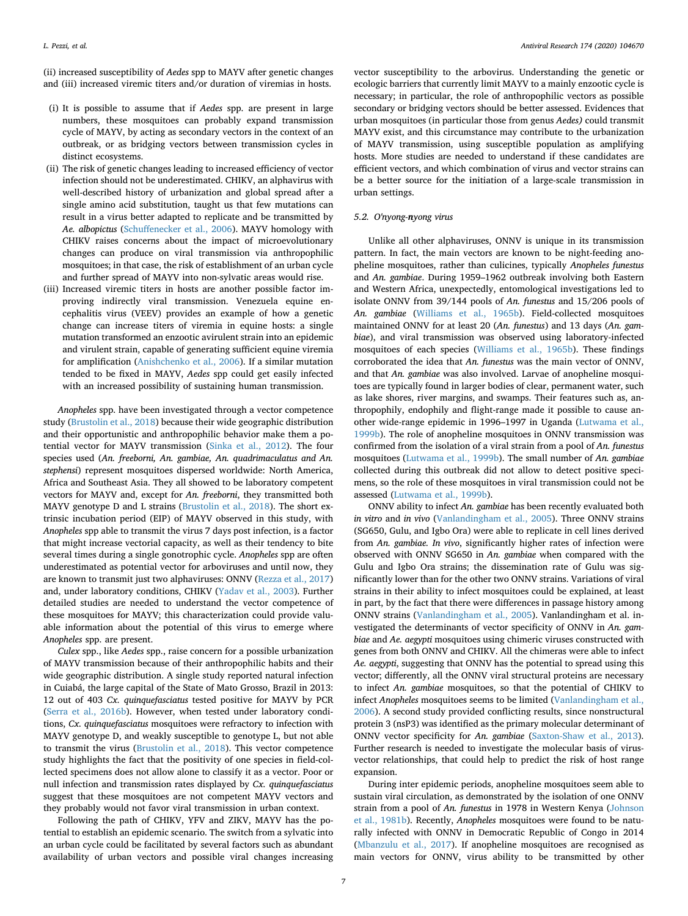(ii) increased susceptibility of *Aedes* spp to MAYV after genetic changes and (iii) increased viremic titers and/or duration of viremias in hosts.

(i) It is possible to assume that if *Aedes* spp. are present in large numbers, these mosquitoes can probably expand transmission cycle of MAYV, by acting as secondary vectors in the context of an outbreak, or as bridging vectors between transmission cycles in distinct ecosystems.
(ii) The risk of genetic changes leading to increased efficiency of vector infection should not be underestimated. CHIKV, an alphavirus with well-described history of urbanization and global spread after a single amino acid substitution, taught us that few mutations can result in a virus better adapted to replicate and be transmitted by *Ae. albopictus* (Schuffenecker et al., 2006). MAYV homology with CHIKV raises concerns about the impact of microevolutionary changes can produce on viral transmission via anthropophilic mosquitoes; in that case, the risk of establishment of an urban cycle and further spread of MAYV into non-sylvatic areas would rise.
(iii) Increased viremic titers in hosts are another possible factor improving indirectly viral transmission. Venezuela equine encephalitis virus (VEEV) provides an example of how a genetic change can increase titers of viremia in equine hosts: a single mutation transformed an enzootic avirulent strain into an epidemic and virulent strain, capable of generating sufficient equine viremia for amplification (Anishchenko et al., 2006). If a similar mutation tended to be fixed in MAYV, *Aedes* spp could get easily infected with an increased possibility of sustaining human transmission.

*Anopheles* spp. have been investigated through a vector competence study (Brustolin et al., 2018) because their wide geographic distribution and their opportunistic and anthropophilic behavior make them a potential vector for MAYV transmission (Sinka et al., 2012). The four species used (*An. freeborni, An. gambiae, An. quadrimaculatus and An. stephensi*) represent mosquitoes dispersed worldwide: North America, Africa and Southeast Asia. They all showed to be laboratory competent vectors for MAYV and, except for *An. freeborni*, they transmitted both MAYV genotype D and L strains (Brustolin et al., 2018). The short extrinsic incubation period (EIP) of MAYV observed in this study, with *Anopheles* spp able to transmit the virus 7 days post infection, is a factor that might increase vectorial capacity, as well as their tendency to bite several times during a single gonotrophic cycle. *Anopheles* spp are often underestimated as potential vector for arboviruses and until now, they are known to transmit just two alphaviruses: ONNV (Rezza et al., 2017) and, under laboratory conditions, CHIKV (Yadav et al., 2003). Further detailed studies are needed to understand the vector competence of these mosquitoes for MAYV; this characterization could provide valuable information about the potential of this virus to emerge where *Anopheles* spp. are present.

*Culex* spp., like *Aedes* spp., raise concern for a possible urbanization of MAYV transmission because of their anthropophilic habits and their wide geographic distribution. A single study reported natural infection in Cuiabá, the large capital of the State of Mato Grosso, Brazil in 2013: 12 out of 403 *Cx. quinquefasciatus* tested positive for MAYV by PCR (Serra et al., 2016b). However, when tested under laboratory conditions, *Cx. quinquefasciatus* mosquitoes were refractory to infection with MAYV genotype D, and weakly susceptible to genotype L, but not able to transmit the virus (Brustolin et al., 2018). This vector competence study highlights the fact that the positivity of one species in field-collected specimens does not allow alone to classify it as a vector. Poor or null infection and transmission rates displayed by *Cx. quinquefasciatus* suggest that these mosquitoes are not competent MAYV vectors and they probably would not favor viral transmission in urban context.

Following the path of CHIKV, YFV and ZIKV, MAYV has the potential to establish an epidemic scenario. The switch from a sylvatic into an urban cycle could be facilitated by several factors such as abundant availability of urban vectors and possible viral changes increasing vector susceptibility to the arbovirus. Understanding the genetic or ecologic barriers that currently limit MAYV to a mainly enzootic cycle is necessary; in particular, the role of anthropophilic vectors as possible secondary or bridging vectors should be better assessed. Evidences that urban mosquitoes (in particular those from genus *Aedes)* could transmit MAYV exist, and this circumstance may contribute to the urbanization of MAYV transmission, using susceptible population as amplifying hosts. More studies are needed to understand if these candidates are efficient vectors, and which combination of virus and vector strains can be a better source for the initiation of a large-scale transmission in urban settings.

### 5.2. O'nyong-nyong virus

Unlike all other alphaviruses, ONNV is unique in its transmission pattern. In fact, the main vectors are known to be night-feeding anopheline mosquitoes, rather than culicines, typically *Anopheles funestus* and *An. gambiae*. During 1959–1962 outbreak involving both Eastern and Western Africa, unexpectedly, entomological investigations led to isolate ONNV from 39/144 pools of *An. funestus* and 15/206 pools of *An. gambiae* (Williams et al., 1965b). Field-collected mosquitoes maintained ONNV for at least 20 (*An. funestus*) and 13 days (*An. gambiae*), and viral transmission was observed using laboratory-infected mosquitoes of each species (Williams et al., 1965b). These findings corroborated the idea that *An. funestus* was the main vector of ONNV, and that *An. gambiae* was also involved. Larvae of anopheline mosquitoes are typically found in larger bodies of clear, permanent water, such as lake shores, river margins, and swamps. Their features such as, anthropophily, endophily and flight-range made it possible to cause another wide-range epidemic in 1996–1997 in Uganda (Lutwama et al., 1999b). The role of anopheline mosquitoes in ONNV transmission was confirmed from the isolation of a viral strain from a pool of *An. funestus* mosquitoes (Lutwama et al., 1999b). The small number of *An. gambiae* collected during this outbreak did not allow to detect positive specimens, so the role of these mosquitoes in viral transmission could not be assessed (Lutwama et al., 1999b).

ONNV ability to infect *An. gambiae* has been recently evaluated both *in vitro* and *in vivo* (Vanlandingham et al., 2005). Three ONNV strains (SG650, Gulu, and Igbo Ora) were able to replicate in cell lines derived from *An. gambiae. In vivo*, significantly higher rates of infection were observed with ONNV SG650 in *An. gambiae* when compared with the Gulu and Igbo Ora strains; the dissemination rate of Gulu was significantly lower than for the other two ONNV strains. Variations of viral strains in their ability to infect mosquitoes could be explained, at least in part, by the fact that there were differences in passage history among ONNV strains (Vanlandingham et al., 2005). Vanlandingham et al. investigated the determinants of vector specificity of ONNV in *An. gambiae* and *Ae. aegypti* mosquitoes using chimeric viruses constructed with genes from both ONNV and CHIKV. All the chimeras were able to infect *Ae. aegypti*, suggesting that ONNV has the potential to spread using this vector; differently, all the ONNV viral structural proteins are necessary to infect *An. gambiae* mosquitoes, so that the potential of CHIKV to infect *Anopheles* mosquitoes seems to be limited (Vanlandingham et al., 2006). A second study provided conflicting results, since nonstructural protein 3 (nsP3) was identified as the primary molecular determinant of ONNV vector specificity for *An. gambiae* (Saxton-Shaw et al., 2013). Further research is needed to investigate the molecular basis of virus-vector relationships, that could help to predict the risk of host range expansion.

During inter epidemic periods, anopheline mosquitoes seem able to sustain viral circulation, as demonstrated by the isolation of one ONNV strain from a pool of *An. funestus* in 1978 in Western Kenya (Johnson et al., 1981b). Recently, *Anopheles* mosquitoes were found to be naturally infected with ONNV in Democratic Republic of Congo in 2014 (Mbanzulu et al., 2017). If anopheline mosquitoes are recognised as main vectors for ONNV, virus ability to be transmitted by other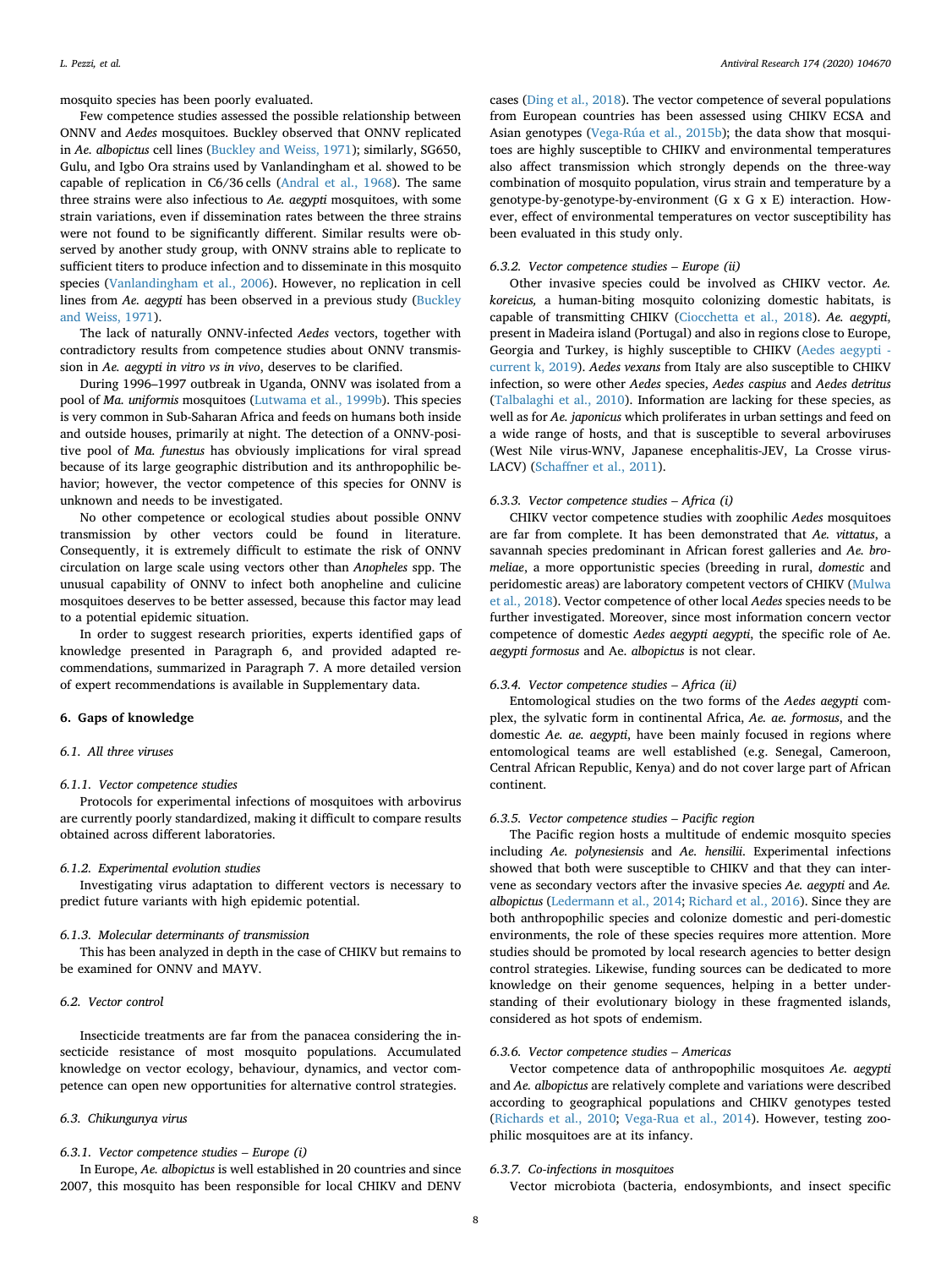mosquito species has been poorly evaluated.

Few competence studies assessed the possible relationship between ONNV and *Aedes* mosquitoes. Buckley observed that ONNV replicated in *Ae. albopictus* cell lines (Buckley and Weiss, 1971); similarly, SG650, Gulu, and Igbo Ora strains used by Vanlandingham et al. showed to be capable of replication in C6/36 cells (Andral et al., 1968). The same three strains were also infectious to *Ae. aegypti* mosquitoes, with some strain variations, even if dissemination rates between the three strains were not found to be significantly different. Similar results were observed by another study group, with ONNV strains able to replicate to sufficient titers to produce infection and to disseminate in this mosquito species (Vanlandingham et al., 2006). However, no replication in cell lines from *Ae. aegypti* has been observed in a previous study (Buckley and Weiss, 1971).

The lack of naturally ONNV-infected *Aedes* vectors, together with contradictory results from competence studies about ONNV transmission in *Ae. aegypti in vitro vs in vivo*, deserves to be clarified.

During 1996–1997 outbreak in Uganda, ONNV was isolated from a pool of *Ma. uniformis* mosquitoes (Lutwama et al., 1999b). This species is very common in Sub-Saharan Africa and feeds on humans both inside and outside houses, primarily at night. The detection of a ONNV-positive pool of *Ma. funestus* has obviously implications for viral spread because of its large geographic distribution and its anthropophilic behavior; however, the vector competence of this species for ONNV is unknown and needs to be investigated.

No other competence or ecological studies about possible ONNV transmission by other vectors could be found in literature. Consequently, it is extremely difficult to estimate the risk of ONNV circulation on large scale using vectors other than *Anopheles* spp. The unusual capability of ONNV to infect both anopheline and culicine mosquitoes deserves to be better assessed, because this factor may lead to a potential epidemic situation.

In order to suggest research priorities, experts identified gaps of knowledge presented in Paragraph 6, and provided adapted recommendations, summarized in Paragraph 7. A more detailed version of expert recommendations is available in Supplementary data.

## 6. Gaps of knowledge

### 6.1. All three viruses

#### 6.1.1. Vector competence studies

Protocols for experimental infections of mosquitoes with arbovirus are currently poorly standardized, making it difficult to compare results obtained across different laboratories.

#### 6.1.2. Experimental evolution studies

Investigating virus adaptation to different vectors is necessary to predict future variants with high epidemic potential.

#### 6.1.3. Molecular determinants of transmission

This has been analyzed in depth in the case of CHIKV but remains to be examined for ONNV and MAYV.

### 6.2. Vector control

Insecticide treatments are far from the panacea considering the insecticide resistance of most mosquito populations. Accumulated knowledge on vector ecology, behaviour, dynamics, and vector competence can open new opportunities for alternative control strategies.

### 6.3. Chikungunya virus

#### 6.3.1. Vector competence studies – Europe (i)

In Europe, *Ae. albopictus* is well established in 20 countries and since 2007, this mosquito has been responsible for local CHIKV and DENV cases (Ding et al., 2018). The vector competence of several populations from European countries has been assessed using CHIKV ECSA and Asian genotypes (Vega-Rúa et al., 2015b); the data show that mosquitoes are highly susceptible to CHIKV and environmental temperatures also affect transmission which strongly depends on the three-way combination of mosquito population, virus strain and temperature by a genotype-by-genotype-by-environment (G x G x E) interaction. However, effect of environmental temperatures on vector susceptibility has been evaluated in this study only.

#### 6.3.2. Vector competence studies – Europe (ii)

Other invasive species could be involved as CHIKV vector. *Ae. koreicus,* a human-biting mosquito colonizing domestic habitats, is capable of transmitting CHIKV (Ciocchetta et al., 2018). *Ae. aegypti*, present in Madeira island (Portugal) and also in regions close to Europe, Georgia and Turkey, is highly susceptible to CHIKV (Aedes aegypti - current k, 2019). *Aedes vexans* from Italy are also susceptible to CHIKV infection, so were other *Aedes* species, *Aedes caspius* and *Aedes detritus* (Talbalaghi et al., 2010). Information are lacking for these species, as well as for *Ae. japonicus* which proliferates in urban settings and feed on a wide range of hosts, and that is susceptible to several arboviruses (West Nile virus-WNV, Japanese encephalitis-JEV, La Crosse virus-LACV) (Schaffner et al., 2011).

#### 6.3.3. Vector competence studies – Africa (i)

CHIKV vector competence studies with zoophilic *Aedes* mosquitoes are far from complete. It has been demonstrated that *Ae. vittatus*, a savannah species predominant in African forest galleries and *Ae. bromeliae*, a more opportunistic species (breeding in rural, *domestic* and peridomestic areas) are laboratory competent vectors of CHIKV (Mulwa et al., 2018). Vector competence of other local *Aedes* species needs to be further investigated. Moreover, since most information concern vector competence of domestic *Aedes aegypti aegypti*, the specific role of Ae. *aegypti formosus* and Ae. *albopictus* is not clear.

#### 6.3.4. Vector competence studies – Africa (ii)

Entomological studies on the two forms of the *Aedes aegypti* complex, the sylvatic form in continental Africa, *Ae. ae. formosus*, and the domestic *Ae. ae. aegypti*, have been mainly focused in regions where entomological teams are well established (e.g. Senegal, Cameroon, Central African Republic, Kenya) and do not cover large part of African continent.

#### 6.3.5. Vector competence studies – Pacific region

The Pacific region hosts a multitude of endemic mosquito species including *Ae. polynesiensis* and *Ae. hensilii*. Experimental infections showed that both were susceptible to CHIKV and that they can intervene as secondary vectors after the invasive species *Ae. aegypti* and *Ae. albopictus* (Ledermann et al., 2014; Richard et al., 2016). Since they are both anthropophilic species and colonize domestic and peri-domestic environments, the role of these species requires more attention. More studies should be promoted by local research agencies to better design control strategies. Likewise, funding sources can be dedicated to more knowledge on their genome sequences, helping in a better understanding of their evolutionary biology in these fragmented islands, considered as hot spots of endemism.

#### 6.3.6. Vector competence studies – Americas

Vector competence data of anthropophilic mosquitoes *Ae. aegypti* and *Ae. albopictus* are relatively complete and variations were described according to geographical populations and CHIKV genotypes tested (Richards et al., 2010; Vega-Rua et al., 2014). However, testing zoophilic mosquitoes are at its infancy.

#### 6.3.7. Co-infections in mosquitoes

Vector microbiota (bacteria, endosymbionts, and insect specific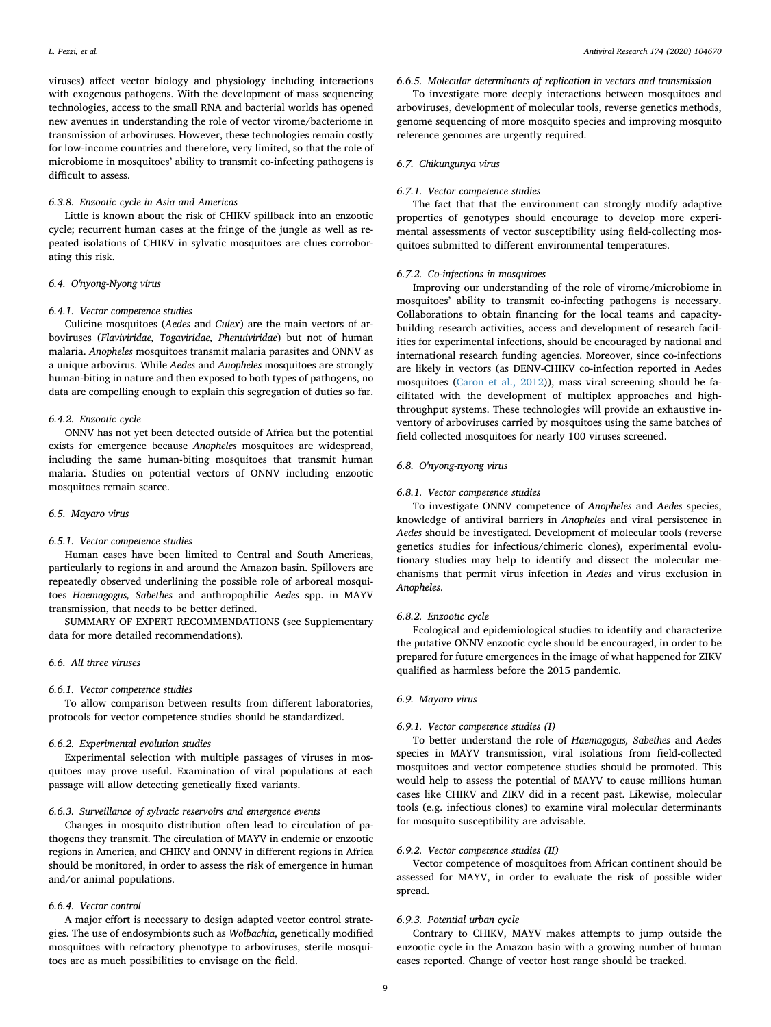viruses) affect vector biology and physiology including interactions with exogenous pathogens. With the development of mass sequencing technologies, access to the small RNA and bacterial worlds has opened new avenues in understanding the role of vector virome/bacteriome in transmission of arboviruses. However, these technologies remain costly for low-income countries and therefore, very limited, so that the role of microbiome in mosquitoes' ability to transmit co-infecting pathogens is difficult to assess.

#### 6.3.8. Enzootic cycle in Asia and Americas

Little is known about the risk of CHIKV spillback into an enzootic cycle; recurrent human cases at the fringe of the jungle as well as repeated isolations of CHIKV in sylvatic mosquitoes are clues corroborating this risk.

### 6.4. O'nyong-Nyong virus

#### 6.4.1. Vector competence studies

Culicine mosquitoes (*Aedes* and *Culex*) are the main vectors of arboviruses (*Flaviviridae, Togaviridae, Phenuiviridae*) but not of human malaria. *Anopheles* mosquitoes transmit malaria parasites and ONNV as a unique arbovirus. While *Aedes* and *Anopheles* mosquitoes are strongly human-biting in nature and then exposed to both types of pathogens, no data are compelling enough to explain this segregation of duties so far.

#### 6.4.2. Enzootic cycle

ONNV has not yet been detected outside of Africa but the potential exists for emergence because *Anopheles* mosquitoes are widespread, including the same human-biting mosquitoes that transmit human malaria. Studies on potential vectors of ONNV including enzootic mosquitoes remain scarce.

### 6.5. Mayaro virus

#### 6.5.1. Vector competence studies

Human cases have been limited to Central and South Americas, particularly to regions in and around the Amazon basin. Spillovers are repeatedly observed underlining the possible role of arboreal mosquitoes *Haemagogus, Sabethes* and anthropophilic *Aedes* spp. in MAYV transmission, that needs to be better defined.

SUMMARY OF EXPERT RECOMMENDATIONS (see Supplementary data for more detailed recommendations).

### 6.6. All three viruses

#### 6.6.1. Vector competence studies

To allow comparison between results from different laboratories, protocols for vector competence studies should be standardized.

#### 6.6.2. Experimental evolution studies

Experimental selection with multiple passages of viruses in mosquitoes may prove useful. Examination of viral populations at each passage will allow detecting genetically fixed variants.

#### 6.6.3. Surveillance of sylvatic reservoirs and emergence events

Changes in mosquito distribution often lead to circulation of pathogens they transmit. The circulation of MAYV in endemic or enzootic regions in America, and CHIKV and ONNV in different regions in Africa should be monitored, in order to assess the risk of emergence in human and/or animal populations.

#### 6.6.4. Vector control

A major effort is necessary to design adapted vector control strategies. The use of endosymbionts such as *Wolbachia*, genetically modified mosquitoes with refractory phenotype to arboviruses, sterile mosquitoes are as much possibilities to envisage on the field.

#### 6.6.5. Molecular determinants of replication in vectors and transmission

To investigate more deeply interactions between mosquitoes and arboviruses, development of molecular tools, reverse genetics methods, genome sequencing of more mosquito species and improving mosquito reference genomes are urgently required.

### 6.7. Chikungunya virus

#### 6.7.1. Vector competence studies

The fact that that the environment can strongly modify adaptive properties of genotypes should encourage to develop more experimental assessments of vector susceptibility using field-collecting mosquitoes submitted to different environmental temperatures.

#### 6.7.2. Co-infections in mosquitoes

Improving our understanding of the role of virome/microbiome in mosquitoes' ability to transmit co-infecting pathogens is necessary. Collaborations to obtain financing for the local teams and capacity-building research activities, access and development of research facilities for experimental infections, should be encouraged by national and international research funding agencies. Moreover, since co-infections are likely in vectors (as DENV-CHIKV co-infection reported in Aedes mosquitoes (Caron et al., 2012)), mass viral screening should be facilitated with the development of multiplex approaches and high-throughput systems. These technologies will provide an exhaustive inventory of arboviruses carried by mosquitoes using the same batches of field collected mosquitoes for nearly 100 viruses screened.

### 6.8. O'nyong-nyong virus

#### 6.8.1. Vector competence studies

To investigate ONNV competence of *Anopheles* and *Aedes* species, knowledge of antiviral barriers in *Anopheles* and viral persistence in *Aedes* should be investigated. Development of molecular tools (reverse genetics studies for infectious/chimeric clones), experimental evolutionary studies may help to identify and dissect the molecular mechanisms that permit virus infection in *Aedes* and virus exclusion in *Anopheles*.

#### 6.8.2. Enzootic cycle

Ecological and epidemiological studies to identify and characterize the putative ONNV enzootic cycle should be encouraged, in order to be prepared for future emergences in the image of what happened for ZIKV qualified as harmless before the 2015 pandemic.

### 6.9. Mayaro virus

#### 6.9.1. Vector competence studies (I)

To better understand the role of *Haemagogus, Sabethes* and *Aedes* species in MAYV transmission, viral isolations from field-collected mosquitoes and vector competence studies should be promoted. This would help to assess the potential of MAYV to cause millions human cases like CHIKV and ZIKV did in a recent past. Likewise, molecular tools (e.g. infectious clones) to examine viral molecular determinants for mosquito susceptibility are advisable.

#### 6.9.2. Vector competence studies (II)

Vector competence of mosquitoes from African continent should be assessed for MAYV, in order to evaluate the risk of possible wider spread.

#### 6.9.3. Potential urban cycle

Contrary to CHIKV, MAYV makes attempts to jump outside the enzootic cycle in the Amazon basin with a growing number of human cases reported. Change of vector host range should be tracked.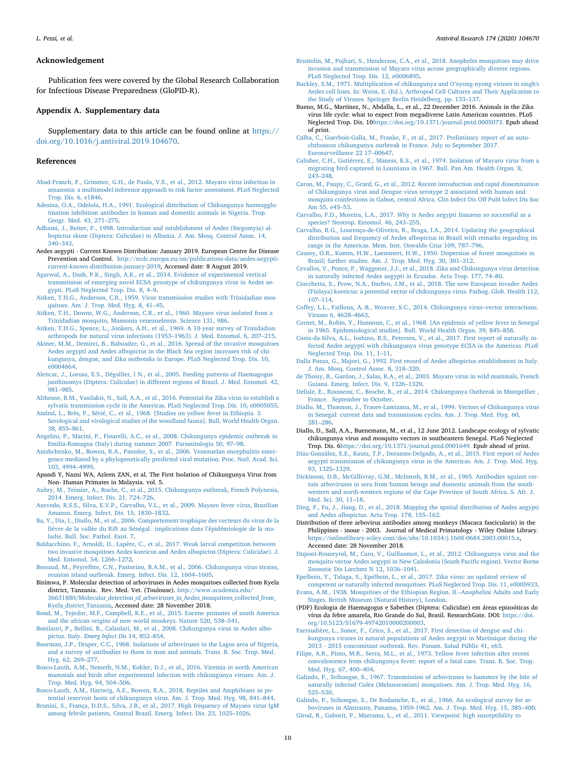## Acknowledgement

Publication fees were covered by the Global Research Collaboration for Infectious Disease Preparedness (GloPID-R).

## Appendix A. Supplementary data

Supplementary data to this article can be found online at https://doi.org/10.1016/j.antiviral.2019.104670.

## References

Abad-Franch, F., Grimmer, G.H., de Paula, V.S., et al., 2012. Mayaro virus infection in amazonia: a multimodel inference approach to risk factor assessment. PLoS Neglected Trop. Dis. 6, e1846.

Adesina, O.A., Odelola, H.A., 1991. Ecological distribution of Chikungunya haemagglutination inhibition antibodies in human and domestic animals in Nigeria. Trop. Geogr. Med. 43, 271–275.

Adhami, J., Reiter, P., 1998. Introduction and establishment of Aedes (Stegomyia) albopictus skuse (Diptera: Culicidae) in Albania. J. Am. Mosq. Control Assoc. 14, 340–343.

Aedes aegypti - Current Known Distribution: January 2019. European Centre for Disease Prevention and Control. http://ecdc.europa.eu/en/publications-data/aedes-aegypti-current-known-distribution-january-2019, Accessed date: 8 August 2019.

Agarwal, A., Dash, P.K., Singh, A.K., et al., 2014. Evidence of experimental vertical transmission of emerging novel ECSA genotype of chikungunya virus in Aedes aegypti. PLoS Neglected Trop. Dis. 8, 4–9.

Aitken, T.H.G., Anderson, C.R., 1959. Virus transmission studies with Trinidadian mosquitoes. Am. J. Trop. Med. Hyg. 8, 41–45.

Aitken, T.H., Downs, W.G., Anderson, C.R., et al., 1960. Mayaro virus isolated from a Trinidadian mosquito, Mansonia venezuelensis. Science 131, 986.

Aitken, T.H.G., Spence, L., Jonkers, A.H., et al., 1969. A 10-year survey of Trinidadian arthropods for natural virus infections (1953–1963). J. Med. Entomol. 6, 207–215.

Akiner, M.M., Demirci, B., Babuadze, G., et al., 2016. Spread of the invasive mosquitoes Aedes aegypti and Aedes albopictus in the Black Sea region increases risk of chikungunya, dengue, and Zika outbreaks in Europe. PLoS Neglected Trop. Dis. 10, e0004664.

Alencar, J., Lorosa, E.S., Dégallier, l N., et al., 2005. Feeding patterns of Haemagogus janthinomys (Diptera: Culicidae) in different regions of Brazil. J. Med. Entomol. 42, 981–985.

Althouse, B.M., Vasilakis, N., Sall, A.A., et al., 2016. Potential for Zika virus to establish a sylvatic transmission cycle in the Americas. PLoS Neglected Trop. Dis. 10, e0005055.

Andral, L., Brès, P., Sérié, C., et al., 1968. [Studies on yellow fever in Ethiopia. 3. Serological and virological studies of the woodland fauna]. Bull. World Health Organ. 38, 855–861.

Angelini, P., Macini, P., Finarelli, A.C., et al., 2008. Chikungunya epidemic outbreak in Emilia-Romagna (Italy) during summer 2007. Parassitologia 50, 97–98.

Anishchenko, M., Bowen, R.A., Paessler, S., et al., 2006. Venezuelan encephalitis emergence mediated by a phylogenetically predicted viral mutation. Proc. Natl. Acad. Sci. 103, 4994–4999.

Apandi Y, Nazni WA, Azleen ZAN, et al. The First Isolation of Chikungunya Virus from Non- Human Primates in Malaysia. vol. 5.

Aubry, M., Teissier, A., Roche, C., et al., 2015. Chikungunya outbreak, French Polynesia, 2014. Emerg. Infect. Dis. 21, 724–726.

Azevedo, R.S.S., Silva, E.V.P., Carvalho, V.L., et al., 2009. Mayaro fever virus, Brazilian Amazon. Emerg. Infect. Dis. 15, 1830–1832.

Ba, Y., Dia, I., Diallo, M., et al., 2006. Comportement trophique des vecteurs du virus de la fièvre de la vallée du Rift au Sénégal : implications dans l'épidémiologie de la maladie. Bull. Soc. Pathol. Exot. 7.

Baldacchino, F., Arnoldi, D., Lapère, C., et al., 2017. Weak larval competition between two invasive mosquitoes Aedes koreicus and Aedes albopictus (Diptera: Culicidae). J. Med. Entomol. 54, 1266–1272.

Bessaud, M., Peyrefitte, C.N., Pastorino, B.A.M., et al., 2006. Chikungunya virus strains, reunion island outbreak. Emerg. Infect. Dis. 12, 1604–1605.

Bisimwa, P. Molecular detection of arboviruses in Aedes mosquitoes collected from Kyela district, Tanzania. Rev. Med. Vet. (Toulouse). http://www.academia.edu/36631880/Molecular_detection_of_arboviruses_in_Aedes_mosquitoes_collected_from_Kyela_district_Tanzania, Accessed date: 28 November 2018.

Bond, M., Tejedor, M.F., Campbell, K.E., et al., 2015. Eocene primates of south America and the african origins of new world monkeys. Nature 520, 538–541.

Bonilauri, P., Bellini, R., Calzolari, M., et al., 2008. Chikungunya virus in Aedes albopictus. Italy. *Emerg Infect Dis* 14, 852–854.

Boorman, J.P., Draper, C.C., 1968. Isolations of arboviruses in the Lagos area of Nigeria, and a survey of antibodies to them in man and animals. Trans. R. Soc. Trop. Med. Hyg. 62, 269–277.

Bosco-Lauth, A.M., Nemeth, N.M., Kohler, D.J., et al., 2016. Viremia in north American mammals and birds after experimental infection with chikungunya viruses. Am. J. Trop. Med. Hyg. 94, 504–506.

Bosco-Lauth, A.M., Hartwig, A.E., Bowen, R.A., 2018. Reptiles and Amphibians as potential reservoir hosts of chikungunya virus. Am. J. Trop. Med. Hyg. 98, 841–844.

Brunini, S., França, D.D.S., Silva, J.B., et al., 2017. High frequency of Mayaro virus IgM among febrile patients, Central Brazil. Emerg. Infect. Dis. 23, 1025–1026.

Brustolin, M., Pujhari, S., Henderson, C.A., et al., 2018. Anopheles mosquitoes may drive invasion and transmission of Mayaro virus across geographically diverse regions. PLoS Neglected Trop. Dis. 12, e0006895.

Buckley, S.M., 1971. Multiplication of chikungunya and O'nyong-nyong viruses in singh's Aedes cell lines. In: Weiss, E. (Ed.), Arthropod Cell Cultures and Their Application to the Study of Viruses. Springer Berlin Heidelberg, pp. 133–137.

Bueno, M.G., Martinez, N., Abdalla, L., et al., 22 December 2016. Animals in the Zika virus life cycle: what to expect from megadiverse Latin American countries. PLoS Neglected Trop. Dis. 10https://doi.org/10.1371/journal.pntd.0005073. Epub ahead of print.

Calba, C., Guerbois-Galla, M., Franke, F., et al., 2017. Preliminary report of an autochthonous chikungunya outbreak in France. July to September 2017. Eurosurveillance 22 17–00647.

Calisher, C.H., Gutiérrez, E., Maness, K.S., et al., 1974. Isolation of Mayaro virus from a migrating bird captured in Louisiana in 1967. Bull. Pan Am. Health Organ. 8, 243–248.

Caron, M., Paupy, C., Grard, G., et al., 2012. Recent introduction and rapid dissemination of Chikungunya virus and Dengue virus serotype 2 associated with human and mosquito coinfections in Gabon, central Africa. Clin Infect Dis Off Publ Infect Dis Soc Am 55, e45–53.

Carvalho, F.D., Moreira, L.A., 2017. Why is Aedes aegypti linnaeus so successful as a species? Neotrop. Entomol. 46, 243–255.

Carvalho, R.G., Lourenço-de-Oliveira, R., Braga, I.A., 2014. Updating the geographical distribution and frequency of Aedes albopictus in Brazil with remarks regarding its range in the Americas. Mem. Inst. Oswaldo Cruz 109, 787–796.

Causey, O.R., Kumm, H.W., Laemmert, H.W., 1950. Dispersion of forest mosquitoes in Brazil; further studies. Am. J. Trop. Med. Hyg. 30, 301–312.

Cevallos, V., Ponce, P., Waggoner, J.J., et al., 2018. Zika and Chikungunya virus detection in naturally infected Aedes aegypti in Ecuador. Acta Trop. 177, 74–80.

Ciocchetta, S., Prow, N.A., Darbro, J.M., et al., 2018. The new European invader Aedes (Finlaya) koreicus: a potential vector of chikungunya virus. Pathog. Glob. Health 112, 107–114.

Coffey, L.L., Failloux, A.-B., Weaver, S.C., 2014. Chikungunya virus–vector interactions. Viruses 6, 4628–4663.

Cornet, M., Robin, Y., Hannoun, C., et al., 1968. [An epidemic of yellow fever in Senegal in 1965. Epidemiological studies]. Bull. World Health Organ. 39, 845–858.

Costa-da-Silva, A.L., Ioshino, R.S., Petersen, V., et al., 2017. First report of naturally infected Aedes aegypti with chikungunya virus genotype ECSA in the Americas. PLoS Neglected Trop. Dis. 11, 1–11.

Dalla Pozza, G., Majori, G., 1992. First record of Aedes albopictus establishment in Italy. J. Am. Mosq. Control Assoc. 8, 318–320.

de Thoisy, B., Gardon, J., Salas, R.A., et al., 2003. Mayaro virus in wild mammals, French Guiana. Emerg. Infect. Dis. 9, 1326–1329.

Delisle, E., Rousseau, C., Broche, B., et al., 2014. Chikungunya Outbreak in Montpellier , France. September to October.

Diallo, M., Thonnon, J., Traore-Lamizana, M., et al., 1999. Vectors of Chikungunya virus in Senegal: current data and transmission cycles. Am. J. Trop. Med. Hyg. 60, 281–286.

Diallo, D., Sall, A.A., Buenemann, M., et al., 12 June 2012. Landscape ecology of sylvatic chikungunya virus and mosquito vectors in southeastern Senegal. PLoS Neglected Trop. Dis. 6https://doi.org/10.1371/journal.pntd.0001649. Epub ahead of print.

Díaz-González, E.E., Kautz, T.F., Dorantes-Delgado, A., et al., 2015. First report of Aedes aegypti transmission of chikungunya virus in the Americas. Am. J. Trop. Med. Hyg. 93, 1325–1329.

Dickinson, D.B., McGillivray, G.M., McIntosh, B.M., et al., 1965. Antibodies against certain arboviruses in sera from human beings and domestic animals from the south-western and north-western regions of the Cape Province of South Africa. S. Afr. J. Med. Sci. 30, 11–18.

Ding, F., Fu, J., Jiang, D., et al., 2018. Mapping the spatial distribution of Aedes aegypti and Aedes albopictus. Acta Trop. 178, 155–162.

Distribution of three arbovirus antibodies among monkeys (Macaca fascicularis) in the Philippines - inoue - 2003. Journal of Medical Primatology - Wiley Online Library. https://onlinelibrary.wiley.com/doi/abs/10.1034/j.1600-0684.2003.00015.x, Accessed date: 28 November 2018.

Dupont-Rouzeyrol, M., Caro, V., Guillaumot, L., et al., 2012. Chikungunya virus and the mosquito vector Aedes aegypti in New Caledonia (South Pacific region). Vector Borne Zoonotic Dis Larchmt N 12, 1036–1041.

Epelboin, Y., Talaga, S., Epelboin, L., et al., 2017. Zika virus: an updated review of competent or naturally infected mosquitoes. PLoS Neglected Trop. Dis. 11, e0005933.

Evans, A.M., 1938. Mosquitoes of the Ethiopian Region. II.–Anophelini Adults and Early Stages. British Museum (Natural History), London.

(PDF) Ecologia de Haemagogus e Sabethes (Diptera: Culicidae) em áreas epizoóticas do vírus da febre amarela, Rio Grande do Sul, Brasil. ResearchGate. DOI: https://doi.org/10.5123/S1679-49742010000200003.

Farraudière, L., Sonor, F., Crico, S., et al., 2017. First detection of dengue and chikungunya viruses in natural populations of Aedes aegypti in Martinique during the 2013 - 2015 concomitant outbreak. Rev. Panam. Salud Públic 41, e63.

Filipe, A.R., Pinto, M.R., Serra, M.L., et al., 1973. Yellow fever infection after recent convalescence from chikungunya fever: report of a fatal case. Trans. R. Soc. Trop. Med. Hyg. 67, 400–404.

Galindo, P., Srihongse, S., 1967. Transmission of arboviruses to hamsters by the bite of naturally infected Culex (Melanoconion) mosquitoes. Am. J. Trop. Med. Hyg. 16, 525–530.

Galindo, P., Srihongse, S., De Rodaniche, E., et al., 1966. An ecological survey for arboviruses in Almirante, Panama, 1959-1962. Am. J. Trop. Med. Hyg. 15, 385–400.

Girod, R., Gaborit, P., Marrama, L., et al., 2011. Viewpoint: high susceptibility to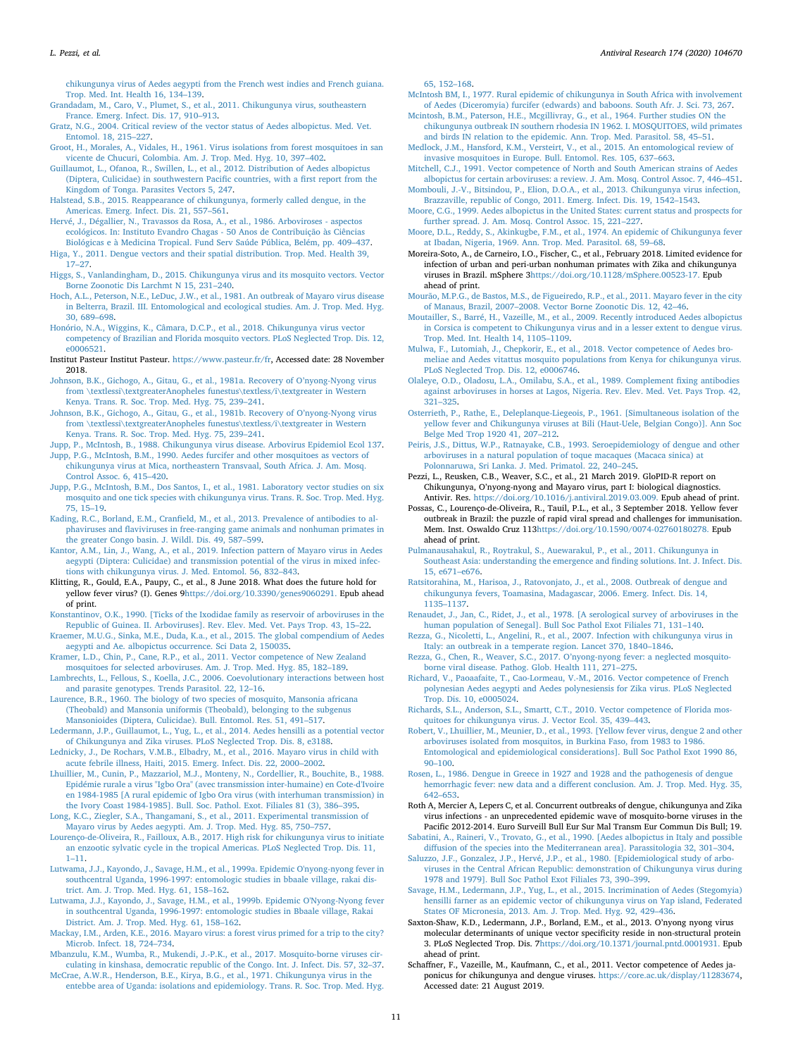chikungunya virus of Aedes aegypti from the French west indies and French guiana. Trop. Med. Int. Health 16, 134–139.

Grandadam, M., Caro, V., Plumet, S., et al., 2011. Chikungunya virus, southeastern France. Emerg. Infect. Dis. 17, 910–913.

Gratz, N.G., 2004. Critical review of the vector status of Aedes albopictus. Med. Vet. Entomol. 18, 215–227.

Groot, H., Morales, A., Vidales, H., 1961. Virus isolations from forest mosquitoes in san vicente de Chucuri, Colombia. Am. J. Trop. Med. Hyg. 10, 397–402.

Guillaumot, L., Ofanoa, R., Swillen, L., et al., 2012. Distribution of Aedes albopictus (Diptera, Culicidae) in southwestern Pacific countries, with a first report from the Kingdom of Tonga. Parasites Vectors 5, 247.

Halstead, S.B., 2015. Reappearance of chikungunya, formerly called dengue, in the Americas. Emerg. Infect. Dis. 21, 557–561.

Hervé, J., Dégallier, N., Travassos da Rosa, A., et al., 1986. Arboviroses - aspectos ecológicos. In: Instituto Evandro Chagas - 50 Anos de Contribuição às Ciências Biológicas e à Medicina Tropical. Fund Serv Saúde Pública, Belém, pp. 409–437.

Higa, Y., 2011. Dengue vectors and their spatial distribution. Trop. Med. Health 39, 17–27.

Higgs, S., Vanlandingham, D., 2015. Chikungunya virus and its mosquito vectors. Vector Borne Zoonotic Dis Larchmt N 15, 231–240.

Hoch, A.L., Peterson, N.E., LeDuc, J.W., et al., 1981. An outbreak of Mayaro virus disease in Belterra, Brazil. III. Entomological and ecological studies. Am. J. Trop. Med. Hyg. 30, 689–698.

Honório, N.A., Wiggins, K., Câmara, D.C.P., et al., 2018. Chikungunya virus vector competency of Brazilian and Florida mosquito vectors. PLoS Neglected Trop. Dis. 12, e0006521.

Institut Pasteur Institut Pasteur. https://www.pasteur.fr/fr, Accessed date: 28 November 2018.

Johnson, B.K., Gichogo, A., Gitau, G., et al., 1981a. Recovery of O'nyong-Nyong virus from \textlessi\textgreaterAnopheles funestus\textless/i\textgreater in Western Kenya. Trans. R. Soc. Trop. Med. Hyg. 75, 239–241.

Johnson, B.K., Gichogo, A., Gitau, G., et al., 1981b. Recovery of O'nyong-Nyong virus from \textlessi\textgreaterAnopheles funestus\textless/i\textgreater in Western Kenya. Trans. R. Soc. Trop. Med. Hyg. 75, 239–241.

Jupp, P., McIntosh, B., 1988. Chikungunya virus disease. Arbovirus Epidemiol Ecol 137.

Jupp, P.G., McIntosh, B.M., 1990. Aedes furcifer and other mosquitoes as vectors of chikungunya virus at Mica, northeastern Transvaal, South Africa. J. Am. Mosq. Control Assoc. 6, 415–420.

Jupp, P.G., McIntosh, B.M., Dos Santos, I., et al., 1981. Laboratory vector studies on six mosquito and one tick species with chikungunya virus. Trans. R. Soc. Trop. Med. Hyg. 75, 15–19.

Kading, R.C., Borland, E.M., Cranfield, M., et al., 2013. Prevalence of antibodies to alphaviruses and flaviviruses in free-ranging game animals and nonhuman primates in the greater Congo basin. J. Wildl. Dis. 49, 587–599.

Kantor, A.M., Lin, J., Wang, A., et al., 2019. Infection pattern of Mayaro virus in Aedes aegypti (Diptera: Culicidae) and transmission potential of the virus in mixed infections with chikungunya virus. J. Med. Entomol. 56, 832–843.

Klitting, R., Gould, E.A., Paupy, C., et al., 8 June 2018. What does the future hold for yellow fever virus? (I). Genes 9https://doi.org/10.3390/genes9060291. Epub ahead of print.

Konstantinov, O.K., 1990. [Ticks of the Ixodidae family as reservoir of arboviruses in the Republic of Guinea. II. Arboviruses]. Rev. Elev. Med. Vet. Pays Trop. 43, 15–22.

Kraemer, M.U.G., Sinka, M.E., Duda, K.a., et al., 2015. The global compendium of Aedes aegypti and Ae. albopictus occurrence. Sci Data 2, 150035.

Kramer, L.D., Chin, P., Cane, R.P., et al., 2011. Vector competence of New Zealand mosquitoes for selected arboviruses. Am. J. Trop. Med. Hyg. 85, 182–189.

Lambrechts, L., Fellous, S., Koella, J.C., 2006. Coevolutionary interactions between host and parasite genotypes. Trends Parasitol. 22, 12–16.

Laurence, B.R., 1960. The biology of two species of mosquito, Mansonia africana (Theobald) and Mansonia uniformis (Theobald), belonging to the subgenus Mansonioides (Diptera, Culicidae). Bull. Entomol. Res. 51, 491–517.

Ledermann, J.P., Guillaumot, L., Yug, L., et al., 2014. Aedes hensilli as a potential vector of Chikungunya and Zika viruses. PLoS Neglected Trop. Dis. 8, e3188.

Lednicky, J., De Rochars, V.M.B., Elbadry, M., et al., 2016. Mayaro virus in child with acute febrile illness, Haiti, 2015. Emerg. Infect. Dis. 22, 2000–2002.

Lhuillier, M., Cunin, P., Mazzariol, M.J., Monteny, N., Cordellier, R., Bouchite, B., 1988. Epidémie rurale a virus "Igbo Ora" (avec transmission inter-humaine) en Cote-d'Ivoire en 1984-1985 [A rural epidemic of Igbo Ora virus (with interhuman transmission) in the Ivory Coast 1984-1985]. Bull. Soc. Pathol. Exot. Filiales 81 (3), 386–395.

Long, K.C., Ziegler, S.A., Thangamani, S., et al., 2011. Experimental transmission of Mayaro virus by Aedes aegypti. Am. J. Trop. Med. Hyg. 85, 750–757.

Lourenço-de-Oliveira, R., Failloux, A.B., 2017. High risk for chikungunya virus to initiate an enzootic sylvatic cycle in the tropical Americas. PLoS Neglected Trop. Dis. 11, 1–11.

Lutwama, J.J., Kayondo, J., Savage, H.M., et al., 1999a. Epidemic O'nyong-nyong fever in southcentral Uganda, 1996-1997: entomologic studies in bbaale village, rakai district. Am. J. Trop. Med. Hyg. 61, 158–162.

Lutwama, J.J., Kayondo, J., Savage, H.M., et al., 1999b. Epidemic O'Nyong-Nyong fever in southcentral Uganda, 1996-1997: entomologic studies in Bbaale Village, Rakai District. Am. J. Trop. Med. Hyg. 61, 158–162.

Mackay, I.M., Arden, K.E., 2016. Mayaro virus: a forest virus primed for a trip to the city? Microb. Infect. 18, 724–734.

Mbanzulu, K.M., Wumba, R., Mukendi, J.-P.K., et al., 2017. Mosquito-borne viruses circulating in kinshasa, democratic republic of the Congo. Int. J. Infect. Dis. 57, 32–37.

McCrae, A.W.R., Henderson, B.E., Kirya, B.G., et al., 1971. Chikungunya virus in the entebbe area of Uganda: isolations and epidemiology. Trans. R. Soc. Trop. Med. Hyg. 65, 152–168.

McIntosh BM, I., 1977. Rural epidemic of chikungunya in South Africa with involvement of Aedes (Diceromyia) furcifer (edwards) and baboons. South Afr. J. Sci. 73, 267.

Mcintosh, B.M., Paterson, H.E., Mcgillivray, G., et al., 1964. Further studies ON the chikungunya outbreak IN southern rhodesia IN 1962. I. MOSQUITOES, wild primates and birds IN relation to the epidemic. Ann. Trop. Med. Parasitol. 58, 45–51.

Medlock, J.M., Hansford, K.M., Versteirt, V., et al., 2015. An entomological review of invasive mosquitoes in Europe. Bull. Entomol. Res. 105, 637–663.

Mitchell, C.J., 1991. Vector competence of North and South American strains of Aedes albopictus for certain arboviruses: a review. J. Am. Mosq. Control Assoc. 7, 446–451.

Mombouli, J.-V., Bitsindou, P., Elion, D.O.A., et al., 2013. Chikungunya virus infection, Brazzaville, republic of Congo, 2011. Emerg. Infect. Dis. 19, 1542–1543.

Moore, C.G., 1999. Aedes albopictus in the United States: current status and prospects for further spread. J. Am. Mosq. Control Assoc. 15, 221–227.

Moore, D.L., Reddy, S., Akinkugbe, F.M., et al., 1974. An epidemic of Chikungunya fever at Ibadan, Nigeria, 1969. Ann. Trop. Med. Parasitol. 68, 59–68.

Moreira-Soto, A., de Carneiro, I.O., Fischer, C., et al., February 2018. Limited evidence for infection of urban and peri-urban nonhuman primates with Zika and chikungunya viruses in Brazil. mSphere 3https://doi.org/10.1128/mSphere.00523-17. Epub ahead of print.

Mourão, M.P.G., de Bastos, M.S., de Figueiredo, R.P., et al., 2011. Mayaro fever in the city of Manaus, Brazil, 2007–2008. Vector Borne Zoonotic Dis. 12, 42–46.

Moutailler, S., Barré, H., Vazeille, M., et al., 2009. Recently introduced Aedes albopictus in Corsica is competent to Chikungunya virus and in a lesser extent to dengue virus. Trop. Med. Int. Health 14, 1105–1109.

Mulwa, F., Lutomiah, J., Chepkorir, E., et al., 2018. Vector competence of Aedes bromeliae and Aedes vitattus mosquito populations from Kenya for chikungunya virus. PLoS Neglected Trop. Dis. 12, e0006746.

Olaleye, O.D., Oladosu, L.A., Omilabu, S.A., et al., 1989. Complement fixing antibodies against arboviruses in horses at Lagos, Nigeria. Rev. Elev. Med. Vet. Pays Trop. 42, 321–325.

Osterrieth, P., Rathe, E., Deleplanque-Liegeois, P., 1961. [Simultaneous isolation of the yellow fever and Chikungunya viruses at Bili (Haut-Uele, Belgian Congo)]. Ann Soc Belge Med Trop 1920 41, 207–212.

Peiris, J.S., Dittus, W.P., Ratnayake, C.B., 1993. Seroepidemiology of dengue and other arboviruses in a natural population of toque macaques (Macaca sinica) at Polonnaruwa, Sri Lanka. J. Med. Primatol. 22, 240–245.

Pezzi, L., Reusken, C.B., Weaver, S.C., et al., 21 March 2019. GloPID-R report on Chikungunya, O'nyong-nyong and Mayaro virus, part I: biological diagnostics. Antivir. Res. https://doi.org/10.1016/j.antiviral.2019.03.009. Epub ahead of print.

Possas, C., Lourenço-de-Oliveira, R., Tauil, P.L., et al., 3 September 2018. Yellow fever outbreak in Brazil: the puzzle of rapid viral spread and challenges for immunisation. Mem. Inst. Oswaldo Cruz 113https://doi.org/10.1590/0074-02760180278. Epub ahead of print.

Pulmanausahakul, R., Roytrakul, S., Auewarakul, P., et al., 2011. Chikungunya in Southeast Asia: understanding the emergence and finding solutions. Int. J. Infect. Dis. 15, e671–e676.

Ratsitorahina, M., Harisoa, J., Ratovonjato, J., et al., 2008. Outbreak of dengue and chikungunya fevers, Toamasina, Madagascar, 2006. Emerg. Infect. Dis. 14, 1135–1137.

Renaudet, J., Jan, C., Ridet, J., et al., 1978. [A serological survey of arboviruses in the human population of Senegal]. Bull Soc Pathol Exot Filiales 71, 131–140.

Rezza, G., Nicoletti, L., Angelini, R., et al., 2007. Infection with chikungunya virus in Italy: an outbreak in a temperate region. Lancet 370, 1840–1846.

Rezza, G., Chen, R., Weaver, S.C., 2017. O'nyong-nyong fever: a neglected mosquito-borne viral disease. Pathog. Glob. Health 111, 271–275.

Richard, V., Paoaafaite, T., Cao-Lormeau, V.-M., 2016. Vector competence of French polynesian Aedes aegypti and Aedes polynesiensis for Zika virus. PLoS Neglected Trop. Dis. 10, e0005024.

Richards, S.L., Anderson, S.L., Smartt, C.T., 2010. Vector competence of Florida mosquitoes for chikungunya virus. J. Vector Ecol. 35, 439–443.

Robert, V., Lhuillier, M., Meunier, D., et al., 1993. [Yellow fever virus, dengue 2 and other arboviruses isolated from mosquitos, in Burkina Faso, from 1983 to 1986. Entomological and epidemiological considerations]. Bull Soc Pathol Exot 1990 86, 90–100.

Rosen, L., 1986. Dengue in Greece in 1927 and 1928 and the pathogenesis of dengue hemorrhagic fever: new data and a different conclusion. Am. J. Trop. Med. Hyg. 35, 642–653.

Roth A, Mercier A, Lepers C, et al. Concurrent outbreaks of dengue, chikungunya and Zika virus infections - an unprecedented epidemic wave of mosquito-borne viruses in the Pacific 2012-2014. Euro Surveill Bull Eur Sur Mal Transm Eur Commun Dis Bull; 19.

Sabatini, A., Raineri, V., Trovato, G., et al., 1990. [Aedes albopictus in Italy and possible diffusion of the species into the Mediterranean area]. Parassitologia 32, 301–304.

Saluzzo, J.F., Gonzalez, J.P., Hervé, J.P., et al., 1980. [Epidemiological study of arboviruses in the Central African Republic: demonstration of Chikungunya virus during 1978 and 1979]. Bull Soc Pathol Exot Filiales 73, 390–399.

Savage, H.M., Ledermann, J.P., Yug, L., et al., 2015. Incrimination of Aedes (Stegomyia) hensilli farner as an epidemic vector of chikungunya virus on Yap island, Federated States OF Micronesia, 2013. Am. J. Trop. Med. Hyg. 92, 429–436.

Saxton-Shaw, K.D., Ledermann, J.P., Borland, E.M., et al., 2013. O'nyong nyong virus molecular determinants of unique vector specificity reside in non-structural protein 3. PLoS Neglected Trop. Dis. 7https://doi.org/10.1371/journal.pntd.0001931. Epub ahead of print.

Schaffner, F., Vazeille, M., Kaufmann, C., et al., 2011. Vector competence of Aedes japonicus for chikungunya and dengue viruses. https://core.ac.uk/display/11283674, Accessed date: 21 August 2019.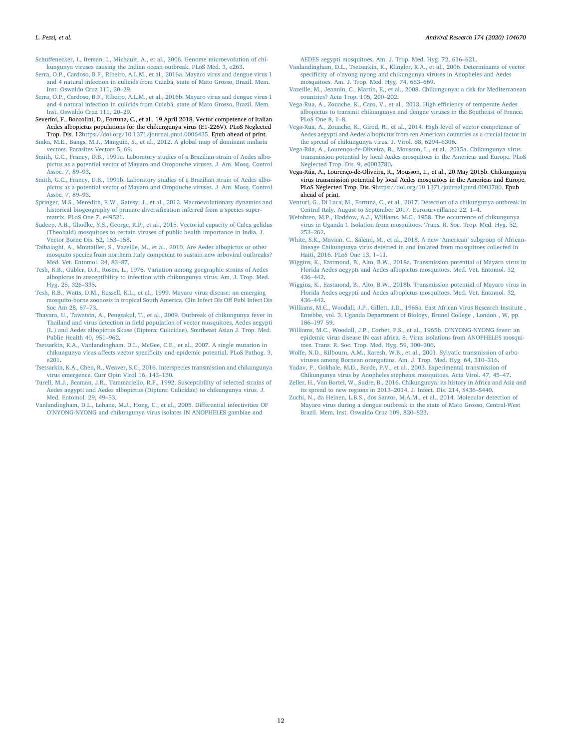Schuffenecker, I., Iteman, I., Michault, A., et al., 2006. Genome microevolution of chikungunya viruses causing the Indian ocean outbreak. PLoS Med. 3, e263.

Serra, O.P., Cardoso, B.F., Ribeiro, A.L.M., et al., 2016a. Mayaro virus and dengue virus 1 and 4 natural infection in culicids from Cuiabá, state of Mato Grosso, Brazil. Mem. Inst. Oswaldo Cruz 111, 20–29.

Serra, O.P., Cardoso, B.F., Ribeiro, A.L.M., et al., 2016b. Mayaro virus and dengue virus 1 and 4 natural infection in culicids from Cuiabá, state of Mato Grosso, Brazil. Mem. Inst. Oswaldo Cruz 111, 20–29.

Severini, F., Boccolini, D., Fortuna, C., et al., 19 April 2018. Vector competence of Italian Aedes albopictus populations for the chikungunya virus (E1-226V). PLoS Neglected Trop. Dis. 12https://doi.org/10.1371/journal.pntd.0006435. Epub ahead of print.

Sinka, M.E., Bangs, M.J., Manguin, S., et al., 2012. A global map of dominant malaria vectors. Parasites Vectors 5, 69.

Smith, G.C., Francy, D.B., 1991a. Laboratory studies of a Brazilian strain of Aedes albopictus as a potential vector of Mayaro and Oropouche viruses. J. Am. Mosq. Control Assoc. 7, 89–93.

Smith, G.C., Francy, D.B., 1991b. Laboratory studies of a Brazilian strain of Aedes albopictus as a potential vector of Mayaro and Oropouche viruses. J. Am. Mosq. Control Assoc. 7, 89–93.

Springer, M.S., Meredith, R.W., Gatesy, J., et al., 2012. Macroevolutionary dynamics and historical biogeography of primate diversification inferred from a species supermatrix. PLoS One 7, e49521.

Sudeep, A.B., Ghodke, Y.S., George, R.P., et al., 2015. Vectorial capacity of Culex gelidus (Theobald) mosquitoes to certain viruses of public health importance in India. J. Vector Borne Dis. 52, 153–158.

Talbalaghi, A., Moutailler, S., Vazeille, M., et al., 2010. Are Aedes albopictus or other mosquito species from northern Italy competent to sustain new arboviral outbreaks? Med. Vet. Entomol. 24, 83–87.

Tesh, R.B., Gubler, D.J., Rosen, L., 1976. Variation among goegraphic strains of Aedes albopictus in susceptibility to infection with chikungunya virus. Am. J. Trop. Med. Hyg. 25, 326–335.

Tesh, R.B., Watts, D.M., Russell, K.L., et al., 1999. Mayaro virus disease: an emerging mosquito-borne zoonosis in tropical South America. Clin Infect Dis Off Publ Infect Dis Soc Am 28, 67–73.

Thavara, U., Tawatsin, A., Pengsakul, T., et al., 2009. Outbreak of chikungunya fever in Thailand and virus detection in field population of vector mosquitoes, Aedes aegypti (L.) and Aedes albopictus Skuse (Diptera: Culicidae). Southeast Asian J. Trop. Med. Public Health 40, 951–962.

Tsetsarkin, K.A., Vanlandingham, D.L., McGee, C.E., et al., 2007. A single mutation in chikungunya virus affects vector specificity and epidemic potential. PLoS Pathog. 3, e201.

Tsetsarkin, K.A., Chen, R., Weaver, S.C., 2016. Interspecies transmission and chikungunya virus emergence. Curr Opin Virol 16, 143–150.

Turell, M.J., Beaman, J.R., Tammariello, R.F., 1992. Susceptibility of selected strains of Aedes aegypti and Aedes albopictus (Diptera: Culicidae) to chikungunya virus. J. Med. Entomol. 29, 49–53.

Vanlandingham, D.L., Lehane, M.J., Hong, C., et al., 2005. Differential infectivities OF O'NYONG-NYONG and chikungunya virus isolates IN ANOPHELES gambiae and AEDES aegypti mosquitoes. Am. J. Trop. Med. Hyg. 72, 616–621.

Vanlandingham, D.L., Tsetsarkin, K., Klingler, K.A., et al., 2006. Determinants of vector specificity of o'nyong nyong and chikungunya viruses in Anopheles and Aedes mosquitoes. Am. J. Trop. Med. Hyg. 74, 663–669.

Vazeille, M., Jeannin, C., Martin, E., et al., 2008. Chikungunya: a risk for Mediterranean countries? Acta Trop. 105, 200–202.

Vega-Rua, A., Zouache, K., Caro, V., et al., 2013. High efficiency of temperate Aedes albopictus to transmit chikungunya and dengue viruses in the Southeast of France. PLoS One 8, 1–8.

Vega-Rua, A., Zouache, K., Girod, R., et al., 2014. High level of vector competence of Aedes aegypti and Aedes albopictus from ten American countries as a crucial factor in the spread of chikungunya virus. J. Virol. 88, 6294–6306.

Vega-Rúa, A., Lourenço-de-Oliveira, R., Mousson, L., et al., 2015a. Chikungunya virus transmission potential by local Aedes mosquitoes in the Americas and Europe. PLoS Neglected Trop. Dis. 9, e0003780.

Vega-Rúa, A., Lourenço-de-Oliveira, R., Mousson, L., et al., 20 May 2015b. Chikungunya virus transmission potential by local Aedes mosquitoes in the Americas and Europe. PLoS Neglected Trop. Dis. 9https://doi.org/10.1371/journal.pntd.0003780. Epub ahead of print.

Venturi, G., Di Luca, M., Fortuna, C., et al., 2017. Detection of a chikungunya outbreak in Central Italy. August to September 2017. Eurosurveillance 22, 1–4.

Weinbren, M.P., Haddow, A.J., Williams, M.C., 1958. The occurrence of chikungunya virus in Uganda I. Isolation from mosquitoes. Trans. R. Soc. Trop. Med. Hyg. 52, 253–262.

White, S.K., Mavian, C., Salemi, M., et al., 2018. A new 'American' subgroup of African-lineage Chikungunya virus detected in and isolated from mosquitoes collected in Haiti, 2016. PLoS One 13, 1–11.

Wiggins, K., Eastmond, B., Alto, B.W., 2018a. Transmission potential of Mayaro virus in Florida Aedes aegypti and Aedes albopictus mosquitoes. Med. Vet. Entomol. 32, 436–442.

Wiggins, K., Eastmond, B., Alto, B.W., 2018b. Transmission potential of Mayaro virus in Florida Aedes aegypti and Aedes albopictus mosquitoes. Med. Vet. Entomol. 32, 436–442.

Williams, M.C., Woodall, J.P., Gillett, J.D., 1965a. East African Virus Research Institute , Entebbe, vol. 3. Uganda Department of Biology, Brunel College , London , W, pp. 186–197 59.

Williams, M.C., Woodall, J.P., Corbet, P.S., et al., 1965b. O'NYONG-NYONG fever: an epidemic virus disease IN east africa. 8. Virus isolations from ANOPHELES mosquitoes. Trans. R. Soc. Trop. Med. Hyg. 59, 300–306.

Wolfe, N.D., Kilbourn, A.M., Karesh, W.B., et al., 2001. Sylvatic transmission of arboviruses among Bornean orangutans. Am. J. Trop. Med. Hyg. 64, 310–316.

Yadav, P., Gokhale, M.D., Barde, P.V., et al., 2003. Experimental transmission of Chikungunya virus by Anopheles stephensi mosquitoes. Acta Virol. 47, 45–47.

Zeller, H., Van Bortel, W., Sudre, B., 2016. Chikungunya: its history in Africa and Asia and its spread to new regions in 2013–2014. J. Infect. Dis. 214, S436–S440.

Zuchi, N., da Heinen, L.B.S., dos Santos, M.A.M., et al., 2014. Molecular detection of Mayaro virus during a dengue outbreak in the state of Mato Grosso, Central-West Brazil. Mem. Inst. Oswaldo Cruz 109, 820–823.